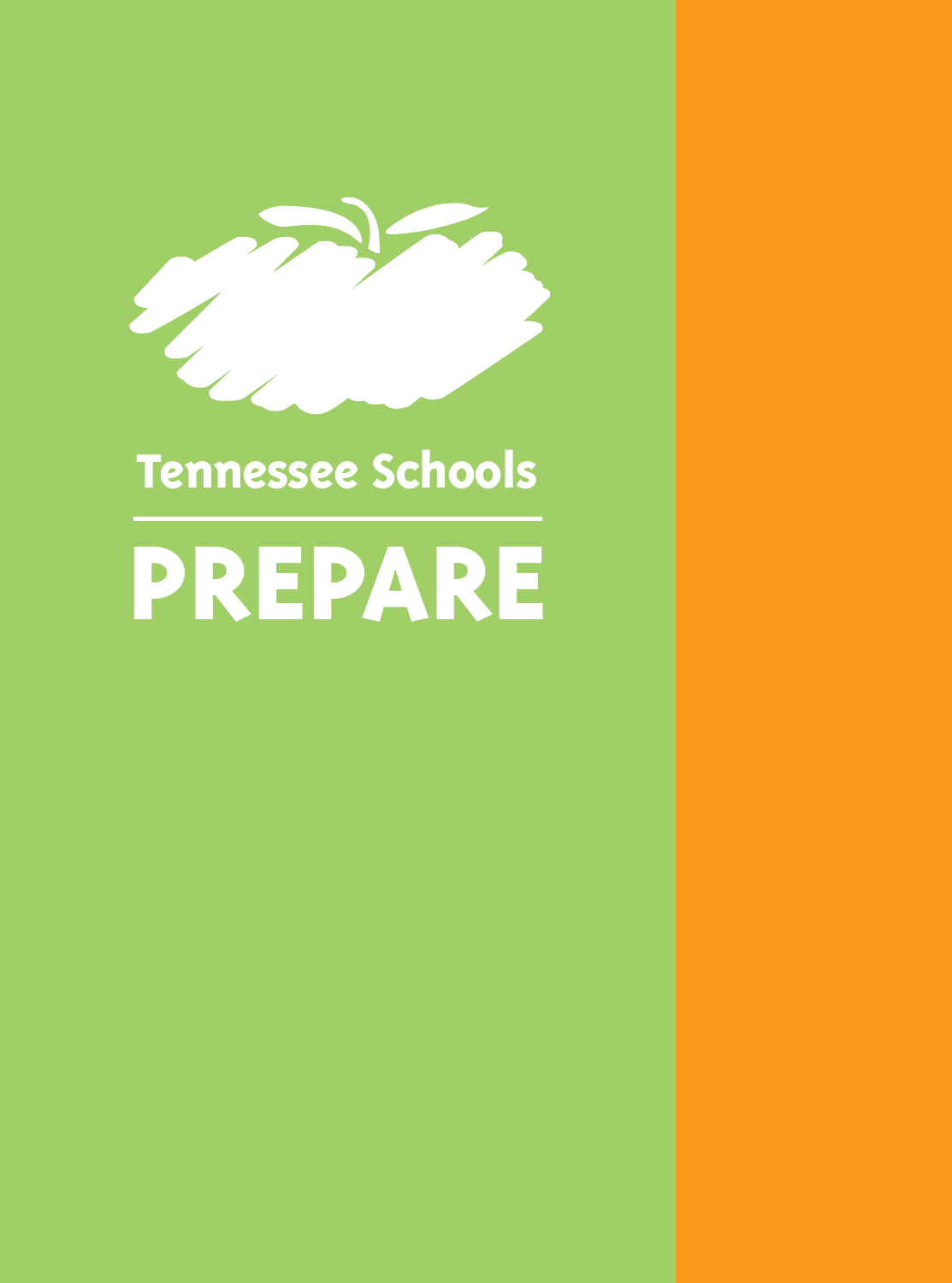# Tennessee Schools

# PREPARE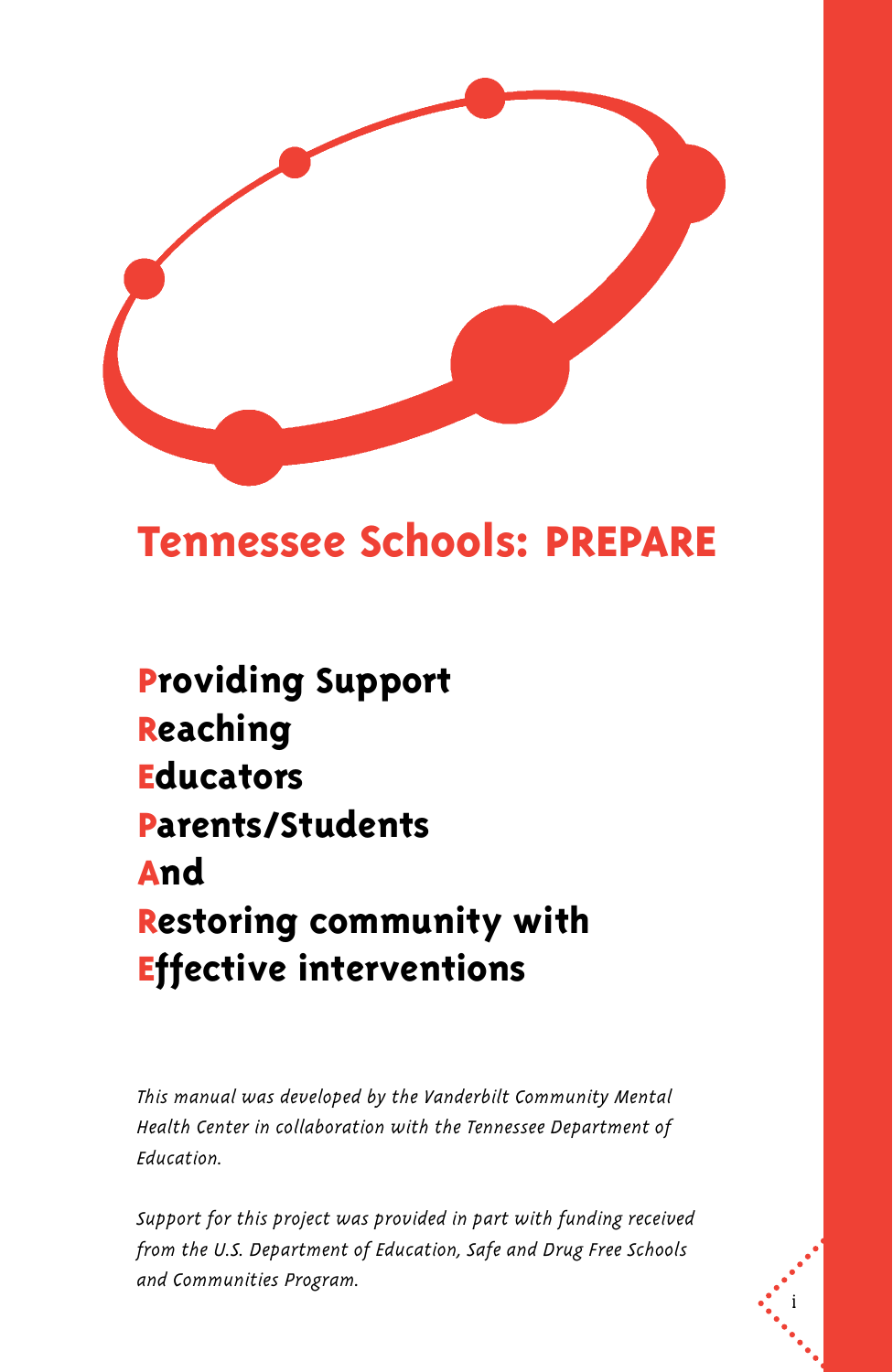# Tennessee Schools: PREPARE

**P**roviding Support
**R**eaching
**E**ducators
**P**arents/Students
**A**nd
**R**estoring community with
**E**ffective interventions

*This manual was developed by the Vanderbilt Community Mental Health Center in collaboration with the Tennessee Department of Education.*

*Support for this project was provided in part with funding received from the U.S. Department of Education, Safe and Drug Free Schools and Communities Program.*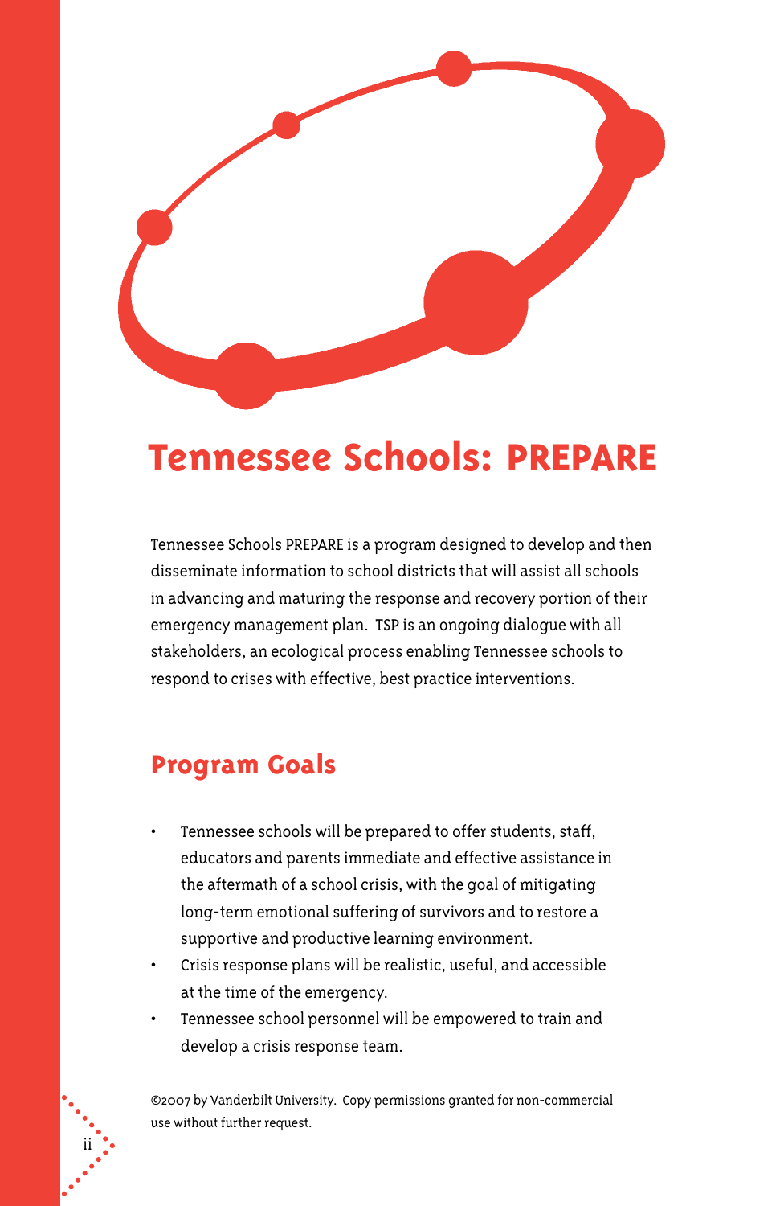# Tennessee Schools: PREPARE

Tennessee Schools PREPARE is a program designed to develop and then disseminate information to school districts that will assist all schools in advancing and maturing the response and recovery portion of their emergency management plan. TSP is an ongoing dialogue with all stakeholders, an ecological process enabling Tennessee schools to respond to crises with effective, best practice interventions.

## Program Goals

- Tennessee schools will be prepared to offer students, staff, educators and parents immediate and effective assistance in the aftermath of a school crisis, with the goal of mitigating long-term emotional suffering of survivors and to restore a supportive and productive learning environment.
- Crisis response plans will be realistic, useful, and accessible at the time of the emergency.
- Tennessee school personnel will be empowered to train and develop a crisis response team.

©2007 by Vanderbilt University. Copy permissions granted for non-commercial use without further request.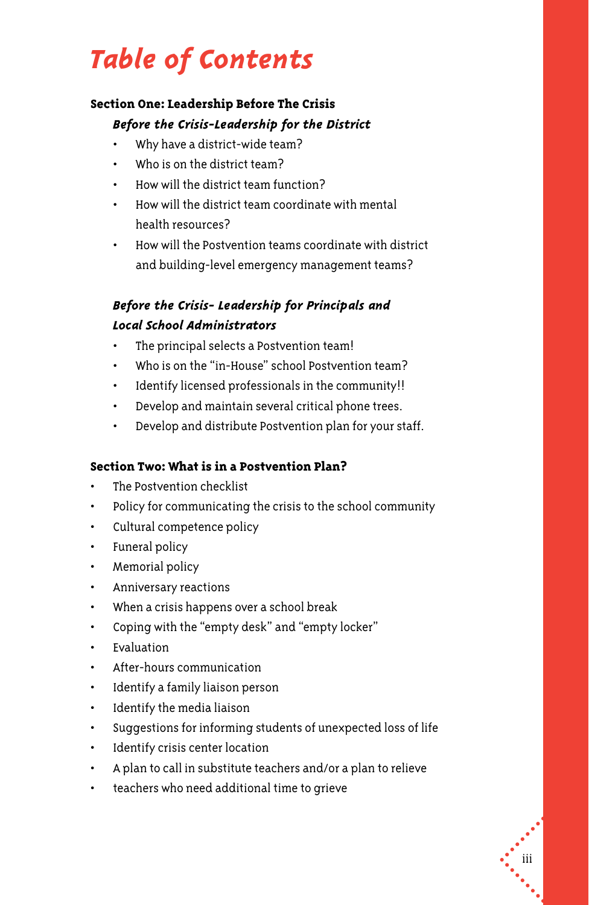# Table of Contents

**Section One: Leadership Before The Crisis**

***Before the Crisis-Leadership for the District***

- Why have a district-wide team?
- Who is on the district team?
- How will the district team function?
- How will the district team coordinate with mental health resources?
- How will the Postvention teams coordinate with district and building-level emergency management teams?

***Before the Crisis- Leadership for Principals and Local School Administrators***

- The principal selects a Postvention team!
- Who is on the "in-House" school Postvention team?
- Identify licensed professionals in the community!!
- Develop and maintain several critical phone trees.
- Develop and distribute Postvention plan for your staff.

**Section Two: What is in a Postvention Plan?**

- The Postvention checklist
- Policy for communicating the crisis to the school community
- Cultural competence policy
- Funeral policy
- Memorial policy
- Anniversary reactions
- When a crisis happens over a school break
- Coping with the "empty desk" and "empty locker"
- Evaluation
- After-hours communication
- Identify a family liaison person
- Identify the media liaison
- Suggestions for informing students of unexpected loss of life
- Identify crisis center location
- A plan to call in substitute teachers and/or a plan to relieve
- teachers who need additional time to grieve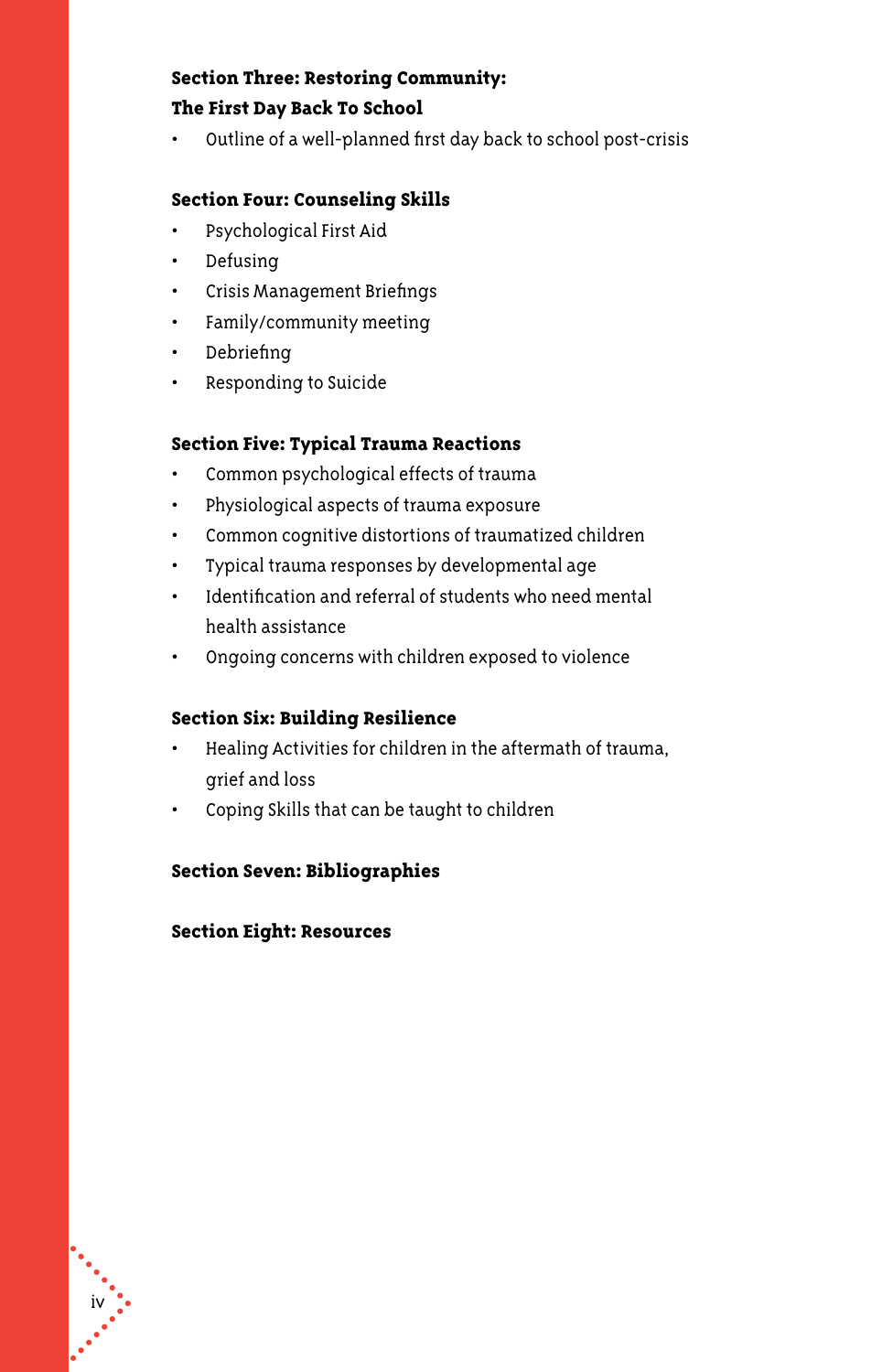**Section Three: Restoring Community: The First Day Back To School**

- Outline of a well-planned first day back to school post-crisis

**Section Four: Counseling Skills**

- Psychological First Aid
- Defusing
- Crisis Management Briefings
- Family/community meeting
- Debriefing
- Responding to Suicide

**Section Five: Typical Trauma Reactions**

- Common psychological effects of trauma
- Physiological aspects of trauma exposure
- Common cognitive distortions of traumatized children
- Typical trauma responses by developmental age
- Identification and referral of students who need mental health assistance
- Ongoing concerns with children exposed to violence

**Section Six: Building Resilience**

- Healing Activities for children in the aftermath of trauma, grief and loss
- Coping Skills that can be taught to children

**Section Seven: Bibliographies**

**Section Eight: Resources**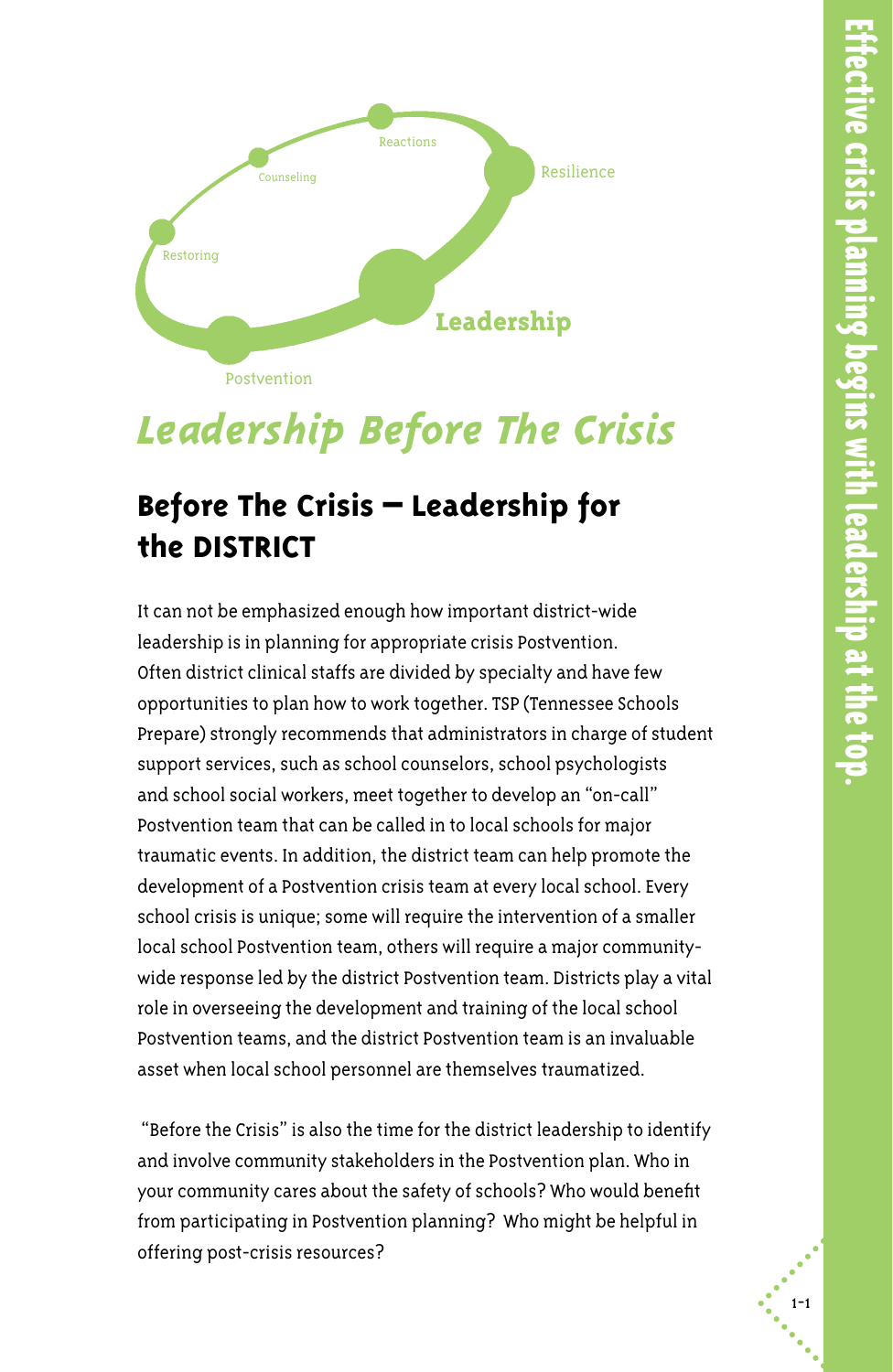# Leadership Before The Crisis

## Before The Crisis – Leadership for the DISTRICT

It can not be emphasized enough how important district-wide leadership is in planning for appropriate crisis Postvention. Often district clinical staffs are divided by specialty and have few opportunities to plan how to work together. TSP (Tennessee Schools Prepare) strongly recommends that administrators in charge of student support services, such as school counselors, school psychologists and school social workers, meet together to develop an "on-call" Postvention team that can be called in to local schools for major traumatic events. In addition, the district team can help promote the development of a Postvention crisis team at every local school. Every school crisis is unique; some will require the intervention of a smaller local school Postvention team, others will require a major community-wide response led by the district Postvention team. Districts play a vital role in overseeing the development and training of the local school Postvention teams, and the district Postvention team is an invaluable asset when local school personnel are themselves traumatized.

"Before the Crisis" is also the time for the district leadership to identify and involve community stakeholders in the Postvention plan. Who in your community cares about the safety of schools? Who would benefit from participating in Postvention planning? Who might be helpful in offering post-crisis resources?

Effective crisis planning begins with leadership at the top.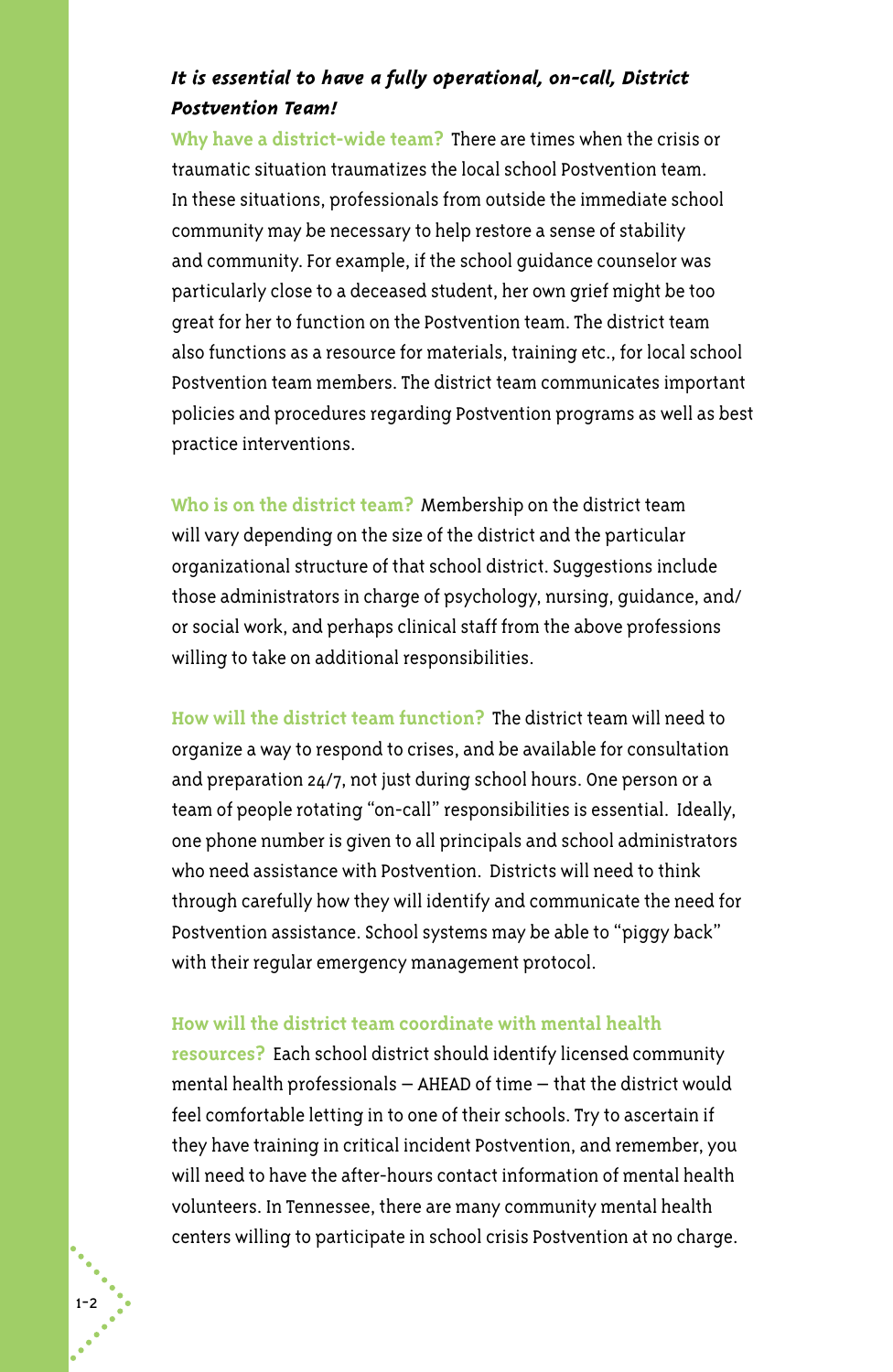***It is essential to have a fully operational, on-call, District Postvention Team!***

**Why have a district-wide team?** There are times when the crisis or traumatic situation traumatizes the local school Postvention team. In these situations, professionals from outside the immediate school community may be necessary to help restore a sense of stability and community. For example, if the school guidance counselor was particularly close to a deceased student, her own grief might be too great for her to function on the Postvention team. The district team also functions as a resource for materials, training etc., for local school Postvention team members. The district team communicates important policies and procedures regarding Postvention programs as well as best practice interventions.

**Who is on the district team?** Membership on the district team will vary depending on the size of the district and the particular organizational structure of that school district. Suggestions include those administrators in charge of psychology, nursing, guidance, and/or social work, and perhaps clinical staff from the above professions willing to take on additional responsibilities.

**How will the district team function?** The district team will need to organize a way to respond to crises, and be available for consultation and preparation 24/7, not just during school hours. One person or a team of people rotating "on-call" responsibilities is essential. Ideally, one phone number is given to all principals and school administrators who need assistance with Postvention. Districts will need to think through carefully how they will identify and communicate the need for Postvention assistance. School systems may be able to "piggy back" with their regular emergency management protocol.

**How will the district team coordinate with mental health resources?** Each school district should identify licensed community mental health professionals – AHEAD of time – that the district would feel comfortable letting in to one of their schools. Try to ascertain if they have training in critical incident Postvention, and remember, you will need to have the after-hours contact information of mental health volunteers. In Tennessee, there are many community mental health centers willing to participate in school crisis Postvention at no charge.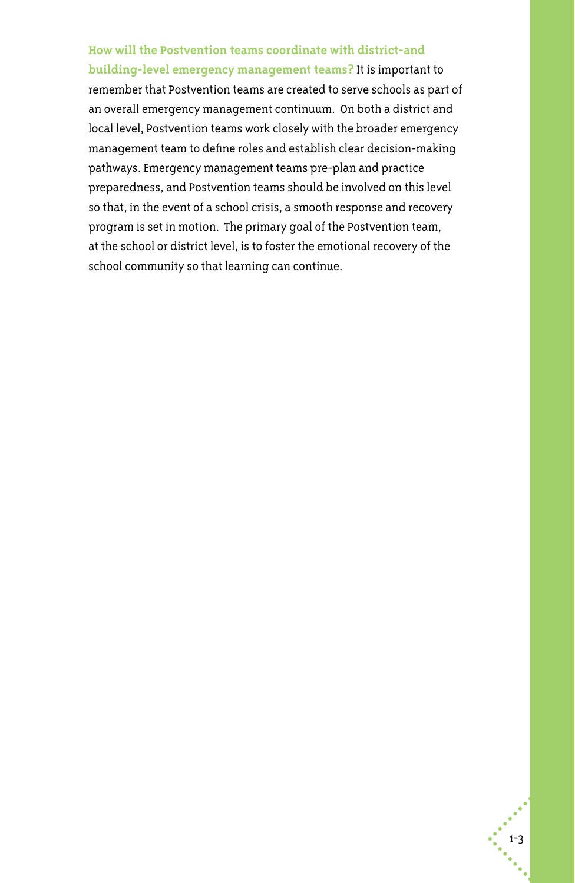**How will the Postvention teams coordinate with district-and building-level emergency management teams?** It is important to remember that Postvention teams are created to serve schools as part of an overall emergency management continuum. On both a district and local level, Postvention teams work closely with the broader emergency management team to define roles and establish clear decision-making pathways. Emergency management teams pre-plan and practice preparedness, and Postvention teams should be involved on this level so that, in the event of a school crisis, a smooth response and recovery program is set in motion. The primary goal of the Postvention team, at the school or district level, is to foster the emotional recovery of the school community so that learning can continue.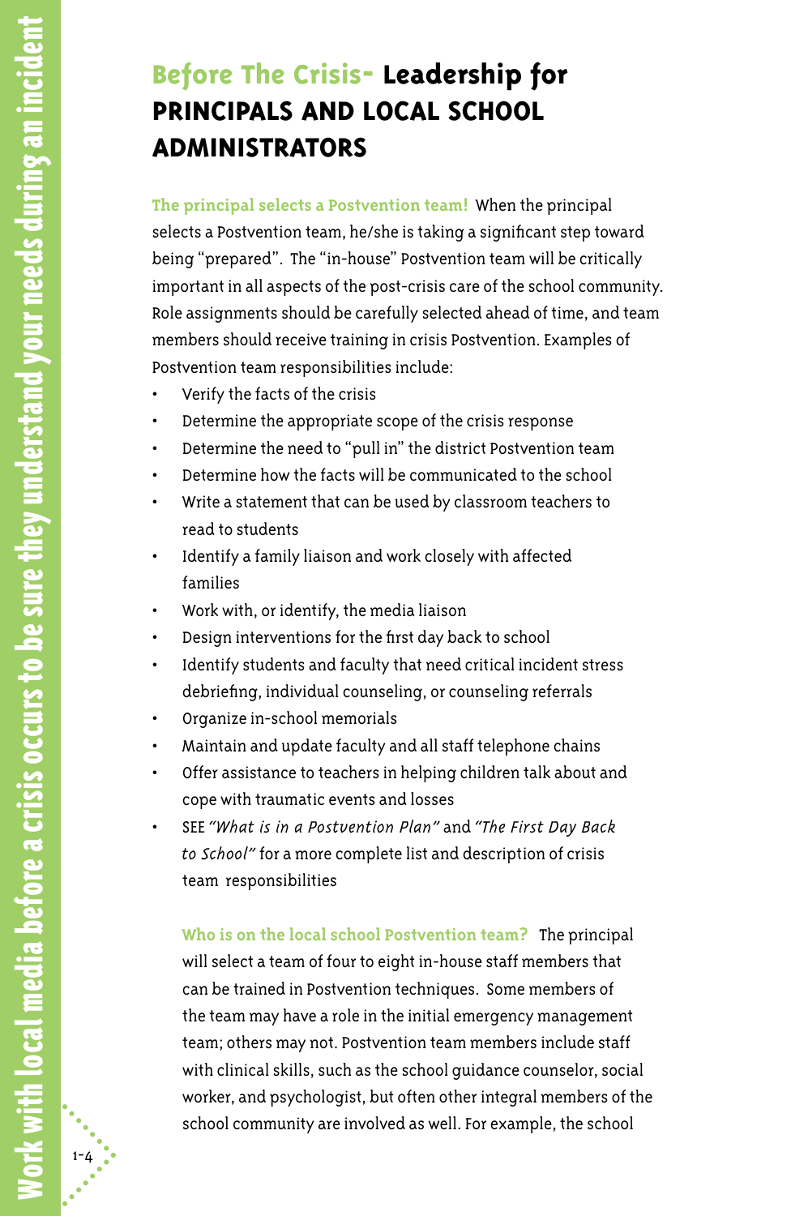# Before The Crisis- Leadership for PRINCIPALS AND LOCAL SCHOOL ADMINISTRATORS

**The principal selects a Postvention team!** When the principal selects a Postvention team, he/she is taking a significant step toward being "prepared". The "in-house" Postvention team will be critically important in all aspects of the post-crisis care of the school community. Role assignments should be carefully selected ahead of time, and team members should receive training in crisis Postvention. Examples of Postvention team responsibilities include:

- Verify the facts of the crisis
- Determine the appropriate scope of the crisis response
- Determine the need to "pull in" the district Postvention team
- Determine how the facts will be communicated to the school
- Write a statement that can be used by classroom teachers to read to students
- Identify a family liaison and work closely with affected families
- Work with, or identify, the media liaison
- Design interventions for the first day back to school
- Identify students and faculty that need critical incident stress debriefing, individual counseling, or counseling referrals
- Organize in-school memorials
- Maintain and update faculty and all staff telephone chains
- Offer assistance to teachers in helping children talk about and cope with traumatic events and losses
- SEE *"What is in a Postvention Plan"* and *"The First Day Back to School"* for a more complete list and description of crisis team responsibilities

**Who is on the local school Postvention team?** The principal will select a team of four to eight in-house staff members that can be trained in Postvention techniques. Some members of the team may have a role in the initial emergency management team; others may not. Postvention team members include staff with clinical skills, such as the school guidance counselor, social worker, and psychologist, but often other integral members of the school community are involved as well. For example, the school

Work with local media before a crisis occurs to be sure they understand your needs during an incident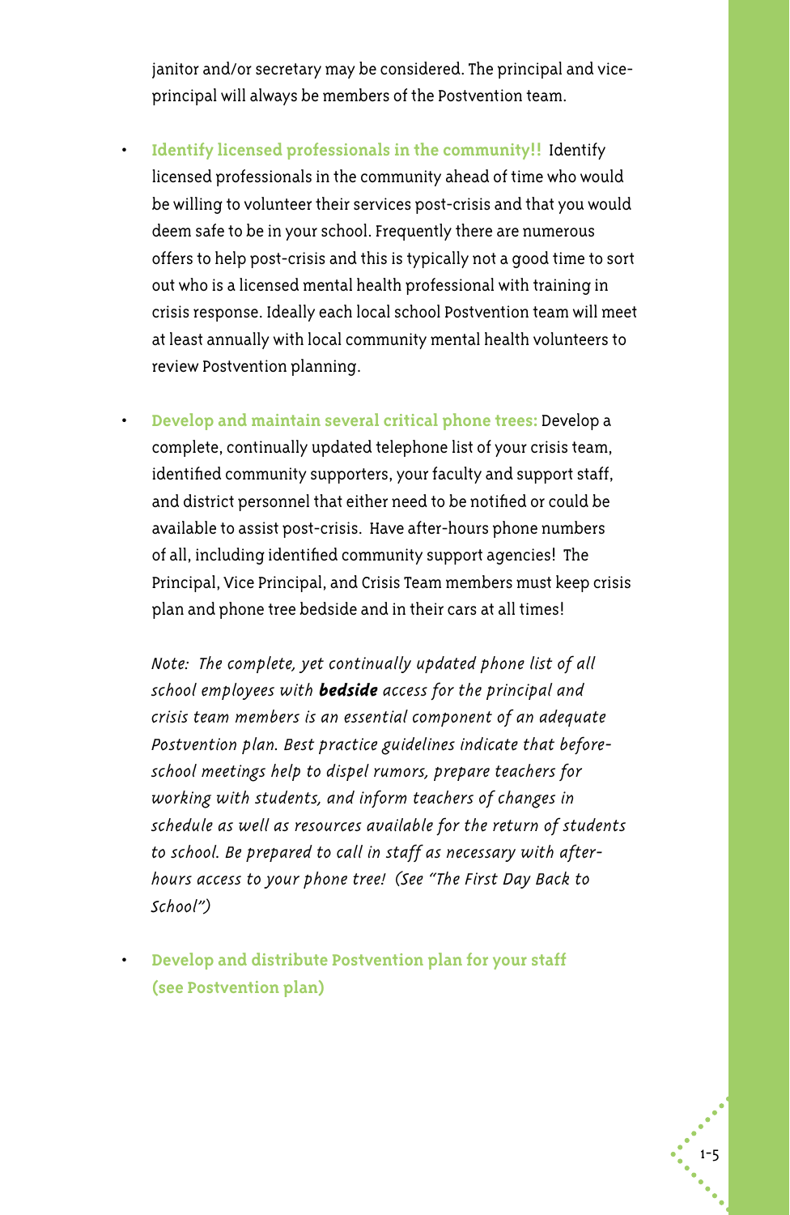janitor and/or secretary may be considered. The principal and vice-principal will always be members of the Postvention team.

- **Identify licensed professionals in the community!!** Identify licensed professionals in the community ahead of time who would be willing to volunteer their services post-crisis and that you would deem safe to be in your school. Frequently there are numerous offers to help post-crisis and this is typically not a good time to sort out who is a licensed mental health professional with training in crisis response. Ideally each local school Postvention team will meet at least annually with local community mental health volunteers to review Postvention planning.

- **Develop and maintain several critical phone trees:** Develop a complete, continually updated telephone list of your crisis team, identified community supporters, your faculty and support staff, and district personnel that either need to be notified or could be available to assist post-crisis. Have after-hours phone numbers of all, including identified community support agencies! The Principal, Vice Principal, and Crisis Team members must keep crisis plan and phone tree bedside and in their cars at all times!

  *Note: The complete, yet continually updated phone list of all school employees with **bedside** access for the principal and crisis team members is an essential component of an adequate Postvention plan. Best practice guidelines indicate that before-school meetings help to dispel rumors, prepare teachers for working with students, and inform teachers of changes in schedule as well as resources available for the return of students to school. Be prepared to call in staff as necessary with after-hours access to your phone tree! (See "The First Day Back to School")*

- **Develop and distribute Postvention plan for your staff (see Postvention plan)**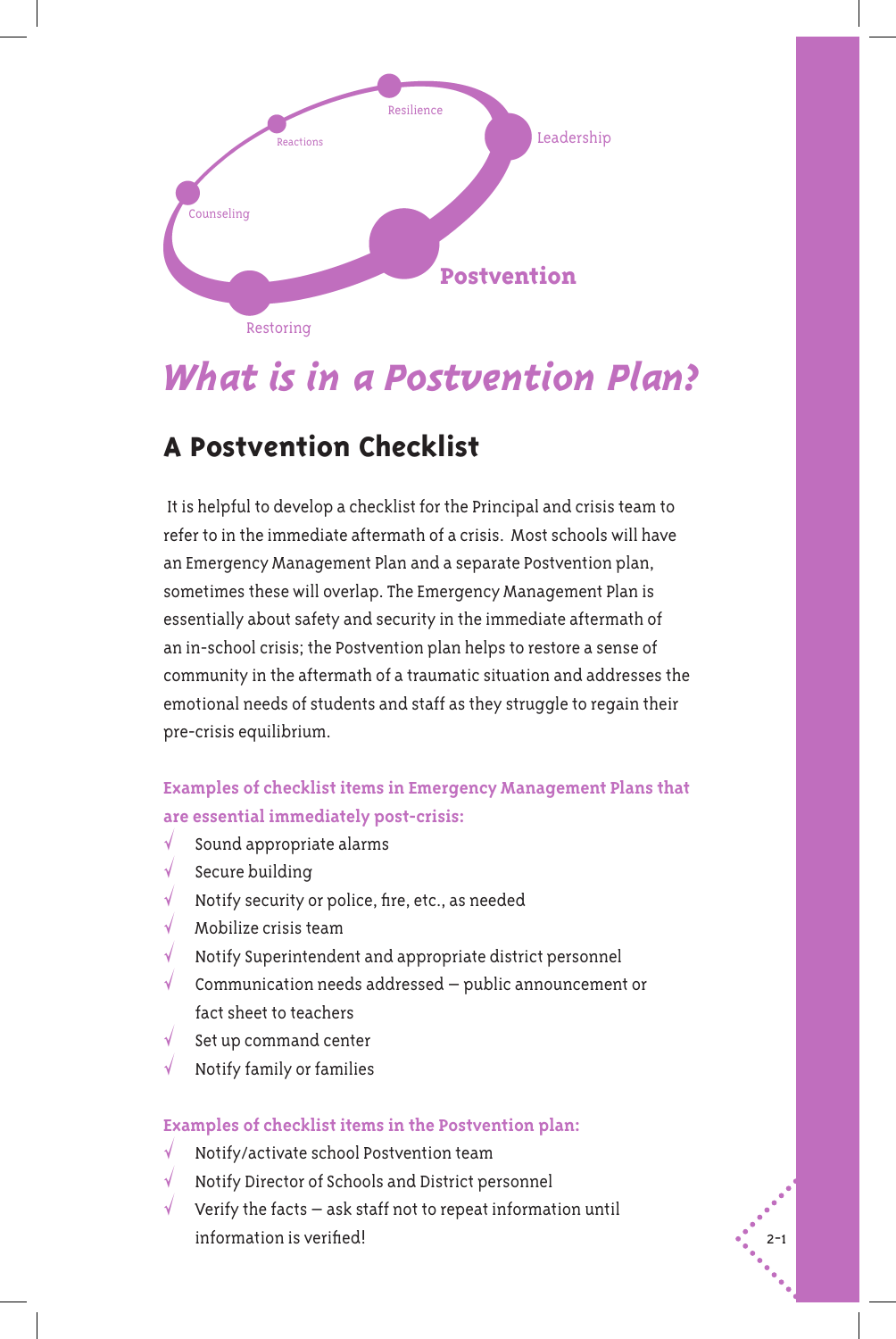# What is in a Postvention Plan?

## A Postvention Checklist

It is helpful to develop a checklist for the Principal and crisis team to refer to in the immediate aftermath of a crisis. Most schools will have an Emergency Management Plan and a separate Postvention plan, sometimes these will overlap. The Emergency Management Plan is essentially about safety and security in the immediate aftermath of an in-school crisis; the Postvention plan helps to restore a sense of community in the aftermath of a traumatic situation and addresses the emotional needs of students and staff as they struggle to regain their pre-crisis equilibrium.

**Examples of checklist items in Emergency Management Plans that are essential immediately post-crisis:**

- √ Sound appropriate alarms
- √ Secure building
- √ Notify security or police, fire, etc., as needed
- √ Mobilize crisis team
- √ Notify Superintendent and appropriate district personnel
- √ Communication needs addressed – public announcement or fact sheet to teachers
- √ Set up command center
- √ Notify family or families

**Examples of checklist items in the Postvention plan:**

- √ Notify/activate school Postvention team
- √ Notify Director of Schools and District personnel
- √ Verify the facts – ask staff not to repeat information until information is verified!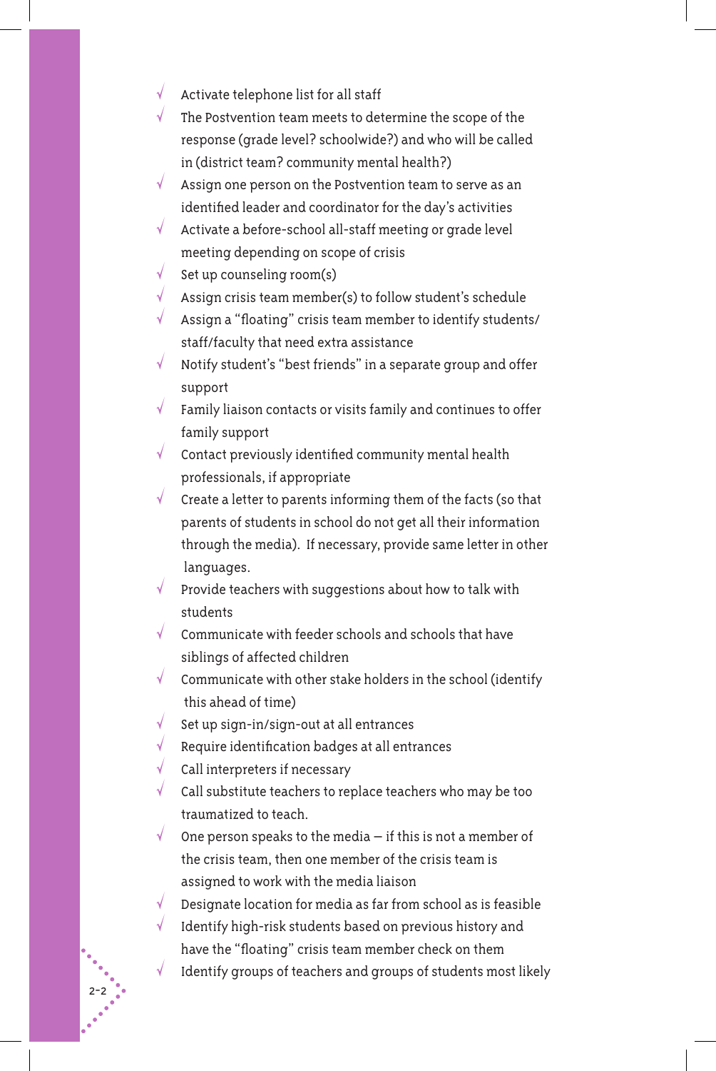- √ Activate telephone list for all staff
- √ The Postvention team meets to determine the scope of the response (grade level? schoolwide?) and who will be called in (district team? community mental health?)
- √ Assign one person on the Postvention team to serve as an identified leader and coordinator for the day's activities
- √ Activate a before-school all-staff meeting or grade level meeting depending on scope of crisis
- √ Set up counseling room(s)
- √ Assign crisis team member(s) to follow student's schedule
- √ Assign a "floating" crisis team member to identify students/ staff/faculty that need extra assistance
- √ Notify student's "best friends" in a separate group and offer support
- √ Family liaison contacts or visits family and continues to offer family support
- √ Contact previously identified community mental health professionals, if appropriate
- √ Create a letter to parents informing them of the facts (so that parents of students in school do not get all their information through the media). If necessary, provide same letter in other languages.
- √ Provide teachers with suggestions about how to talk with students
- √ Communicate with feeder schools and schools that have siblings of affected children
- √ Communicate with other stake holders in the school (identify this ahead of time)
- √ Set up sign-in/sign-out at all entrances
- √ Require identification badges at all entrances
- √ Call interpreters if necessary
- √ Call substitute teachers to replace teachers who may be too traumatized to teach.
- √ One person speaks to the media – if this is not a member of the crisis team, then one member of the crisis team is assigned to work with the media liaison
- √ Designate location for media as far from school as is feasible
- √ Identify high-risk students based on previous history and have the "floating" crisis team member check on them
- √ Identify groups of teachers and groups of students most likely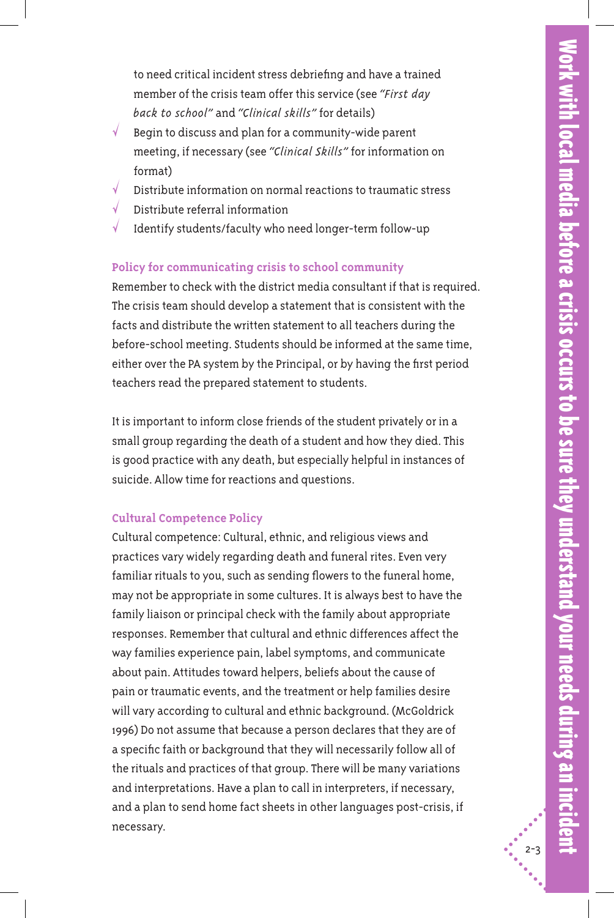to need critical incident stress debriefing and have a trained member of the crisis team offer this service (see *"First day back to school"* and *"Clinical skills"* for details)

- √ Begin to discuss and plan for a community-wide parent meeting, if necessary (see *"Clinical Skills"* for information on format)
- √ Distribute information on normal reactions to traumatic stress
- √ Distribute referral information
- √ Identify students/faculty who need longer-term follow-up

### Policy for communicating crisis to school community

Remember to check with the district media consultant if that is required. The crisis team should develop a statement that is consistent with the facts and distribute the written statement to all teachers during the before-school meeting. Students should be informed at the same time, either over the PA system by the Principal, or by having the first period teachers read the prepared statement to students.

It is important to inform close friends of the student privately or in a small group regarding the death of a student and how they died. This is good practice with any death, but especially helpful in instances of suicide. Allow time for reactions and questions.

### Cultural Competence Policy

Cultural competence: Cultural, ethnic, and religious views and practices vary widely regarding death and funeral rites. Even very familiar rituals to you, such as sending flowers to the funeral home, may not be appropriate in some cultures. It is always best to have the family liaison or principal check with the family about appropriate responses. Remember that cultural and ethnic differences affect the way families experience pain, label symptoms, and communicate about pain. Attitudes toward helpers, beliefs about the cause of pain or traumatic events, and the treatment or help families desire will vary according to cultural and ethnic background. (McGoldrick 1996) Do not assume that because a person declares that they are of a specific faith or background that they will necessarily follow all of the rituals and practices of that group. There will be many variations and interpretations. Have a plan to call in interpreters, if necessary, and a plan to send home fact sheets in other languages post-crisis, if necessary.

**Work with local media before a crisis occurs to be sure they understand your needs during an incident**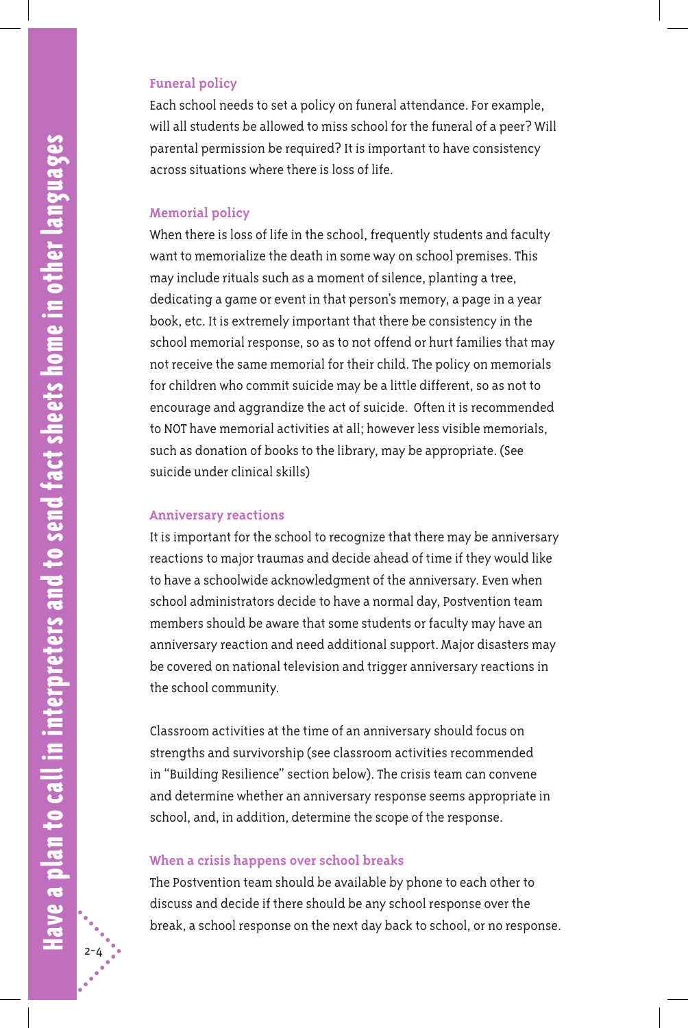### Funeral policy

Each school needs to set a policy on funeral attendance. For example, will all students be allowed to miss school for the funeral of a peer? Will parental permission be required? It is important to have consistency across situations where there is loss of life.

### Memorial policy

When there is loss of life in the school, frequently students and faculty want to memorialize the death in some way on school premises. This may include rituals such as a moment of silence, planting a tree, dedicating a game or event in that person's memory, a page in a year book, etc. It is extremely important that there be consistency in the school memorial response, so as to not offend or hurt families that may not receive the same memorial for their child. The policy on memorials for children who commit suicide may be a little different, so as not to encourage and aggrandize the act of suicide. Often it is recommended to NOT have memorial activities at all; however less visible memorials, such as donation of books to the library, may be appropriate. (See suicide under clinical skills)

### Anniversary reactions

It is important for the school to recognize that there may be anniversary reactions to major traumas and decide ahead of time if they would like to have a schoolwide acknowledgment of the anniversary. Even when school administrators decide to have a normal day, Postvention team members should be aware that some students or faculty may have an anniversary reaction and need additional support. Major disasters may be covered on national television and trigger anniversary reactions in the school community.

Classroom activities at the time of an anniversary should focus on strengths and survivorship (see classroom activities recommended in "Building Resilience" section below). The crisis team can convene and determine whether an anniversary response seems appropriate in school, and, in addition, determine the scope of the response.

### When a crisis happens over school breaks

The Postvention team should be available by phone to each other to discuss and decide if there should be any school response over the break, a school response on the next day back to school, or no response.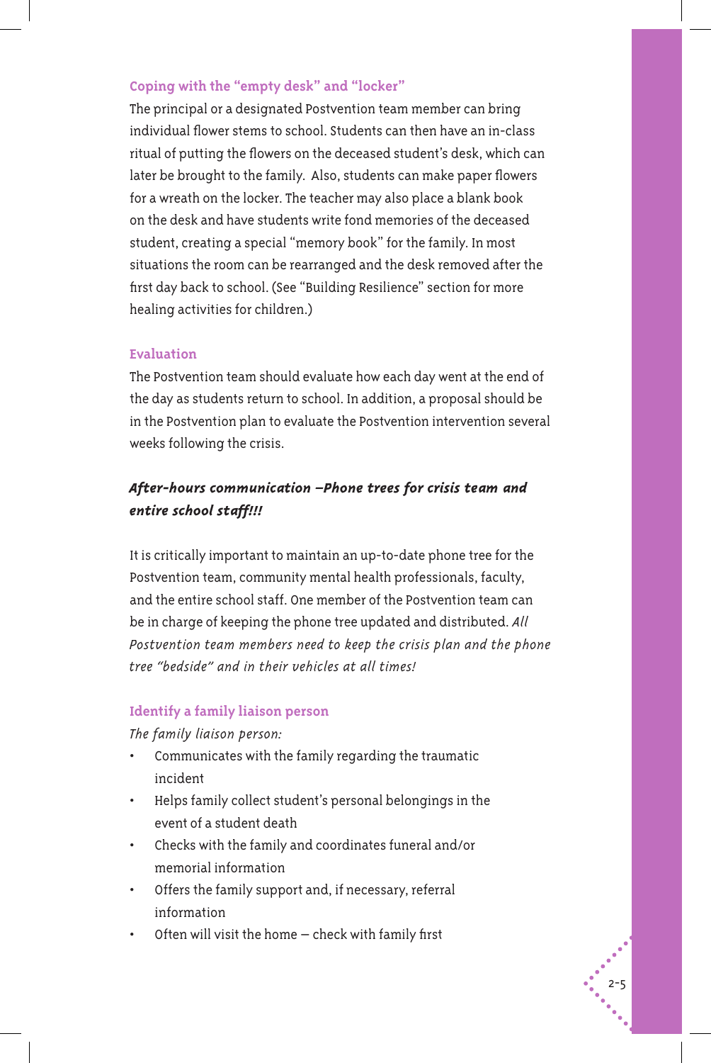### Coping with the "empty desk" and "locker"

The principal or a designated Postvention team member can bring individual flower stems to school. Students can then have an in-class ritual of putting the flowers on the deceased student's desk, which can later be brought to the family. Also, students can make paper flowers for a wreath on the locker. The teacher may also place a blank book on the desk and have students write fond memories of the deceased student, creating a special "memory book" for the family. In most situations the room can be rearranged and the desk removed after the first day back to school. (See "Building Resilience" section for more healing activities for children.)

### Evaluation

The Postvention team should evaluate how each day went at the end of the day as students return to school. In addition, a proposal should be in the Postvention plan to evaluate the Postvention intervention several weeks following the crisis.

## *After-hours communication –Phone trees for crisis team and entire school staff!!!*

It is critically important to maintain an up-to-date phone tree for the Postvention team, community mental health professionals, faculty, and the entire school staff. One member of the Postvention team can be in charge of keeping the phone tree updated and distributed. *All Postvention team members need to keep the crisis plan and the phone tree "bedside" and in their vehicles at all times!*

### Identify a family liaison person

*The family liaison person:*

- Communicates with the family regarding the traumatic incident
- Helps family collect student's personal belongings in the event of a student death
- Checks with the family and coordinates funeral and/or memorial information
- Offers the family support and, if necessary, referral information
- Often will visit the home – check with family first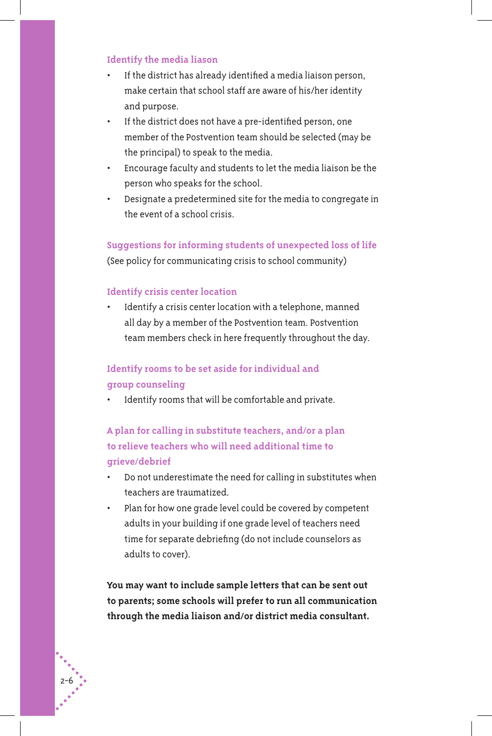### Identify the media liason

- If the district has already identified a media liaison person, make certain that school staff are aware of his/her identity and purpose.
- If the district does not have a pre-identified person, one member of the Postvention team should be selected (may be the principal) to speak to the media.
- Encourage faculty and students to let the media liaison be the person who speaks for the school.
- Designate a predetermined site for the media to congregate in the event of a school crisis.

### Suggestions for informing students of unexpected loss of life

(See policy for communicating crisis to school community)

### Identify crisis center location

- Identify a crisis center location with a telephone, manned all day by a member of the Postvention team. Postvention team members check in here frequently throughout the day.

### Identify rooms to be set aside for individual and group counseling

- Identify rooms that will be comfortable and private.

### A plan for calling in substitute teachers, and/or a plan to relieve teachers who will need additional time to grieve/debrief

- Do not underestimate the need for calling in substitutes when teachers are traumatized.
- Plan for how one grade level could be covered by competent adults in your building if one grade level of teachers need time for separate debriefing (do not include counselors as adults to cover).

**You may want to include sample letters that can be sent out to parents; some schools will prefer to run all communication through the media liaison and/or district media consultant.**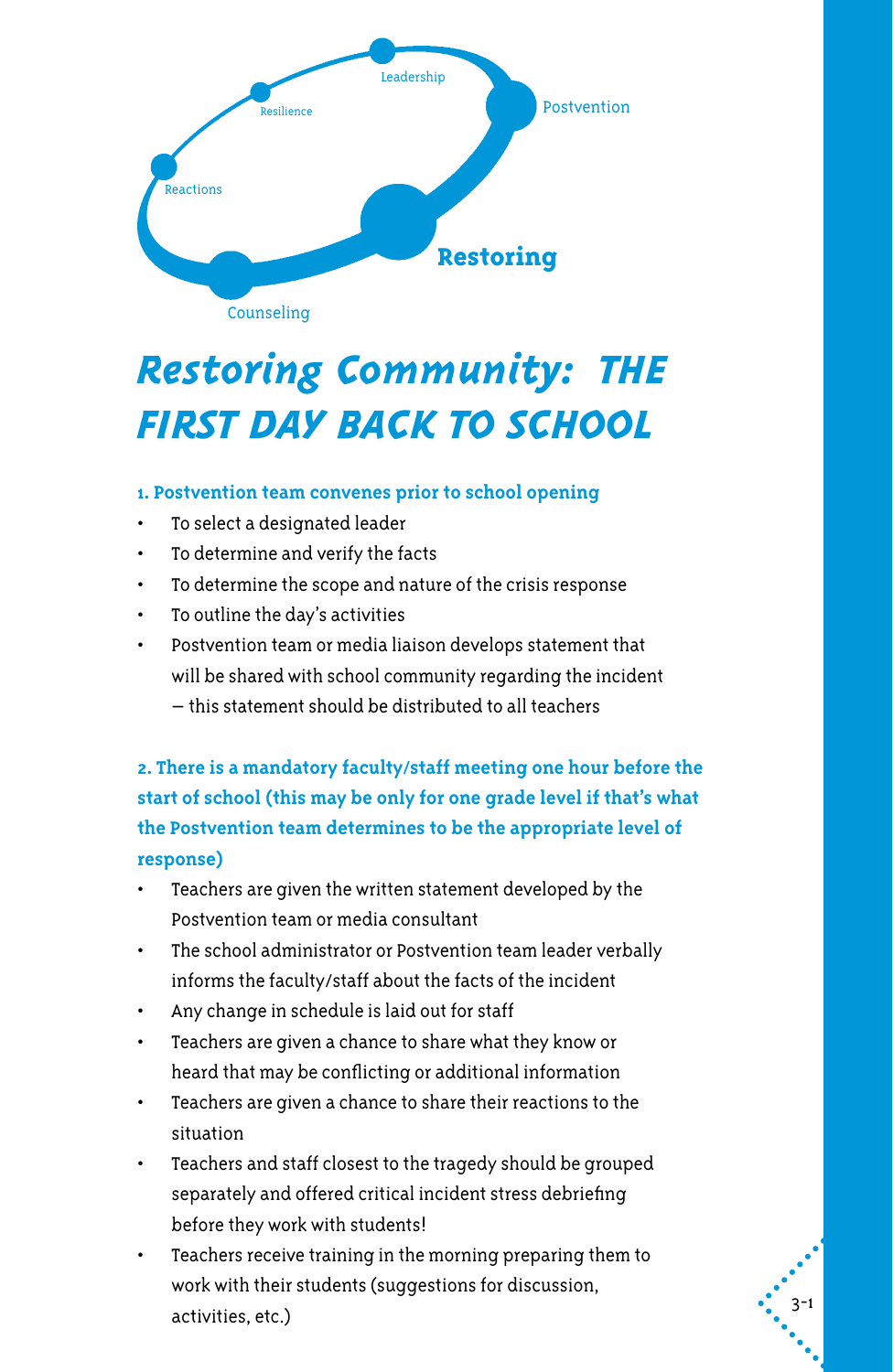# Restoring Community: THE FIRST DAY BACK TO SCHOOL

**1. Postvention team convenes prior to school opening**

- To select a designated leader
- To determine and verify the facts
- To determine the scope and nature of the crisis response
- To outline the day's activities
- Postvention team or media liaison develops statement that will be shared with school community regarding the incident – this statement should be distributed to all teachers

**2. There is a mandatory faculty/staff meeting one hour before the start of school (this may be only for one grade level if that's what the Postvention team determines to be the appropriate level of response)**

- Teachers are given the written statement developed by the Postvention team or media consultant
- The school administrator or Postvention team leader verbally informs the faculty/staff about the facts of the incident
- Any change in schedule is laid out for staff
- Teachers are given a chance to share what they know or heard that may be conflicting or additional information
- Teachers are given a chance to share their reactions to the situation
- Teachers and staff closest to the tragedy should be grouped separately and offered critical incident stress debriefing before they work with students!
- Teachers receive training in the morning preparing them to work with their students (suggestions for discussion, activities, etc.)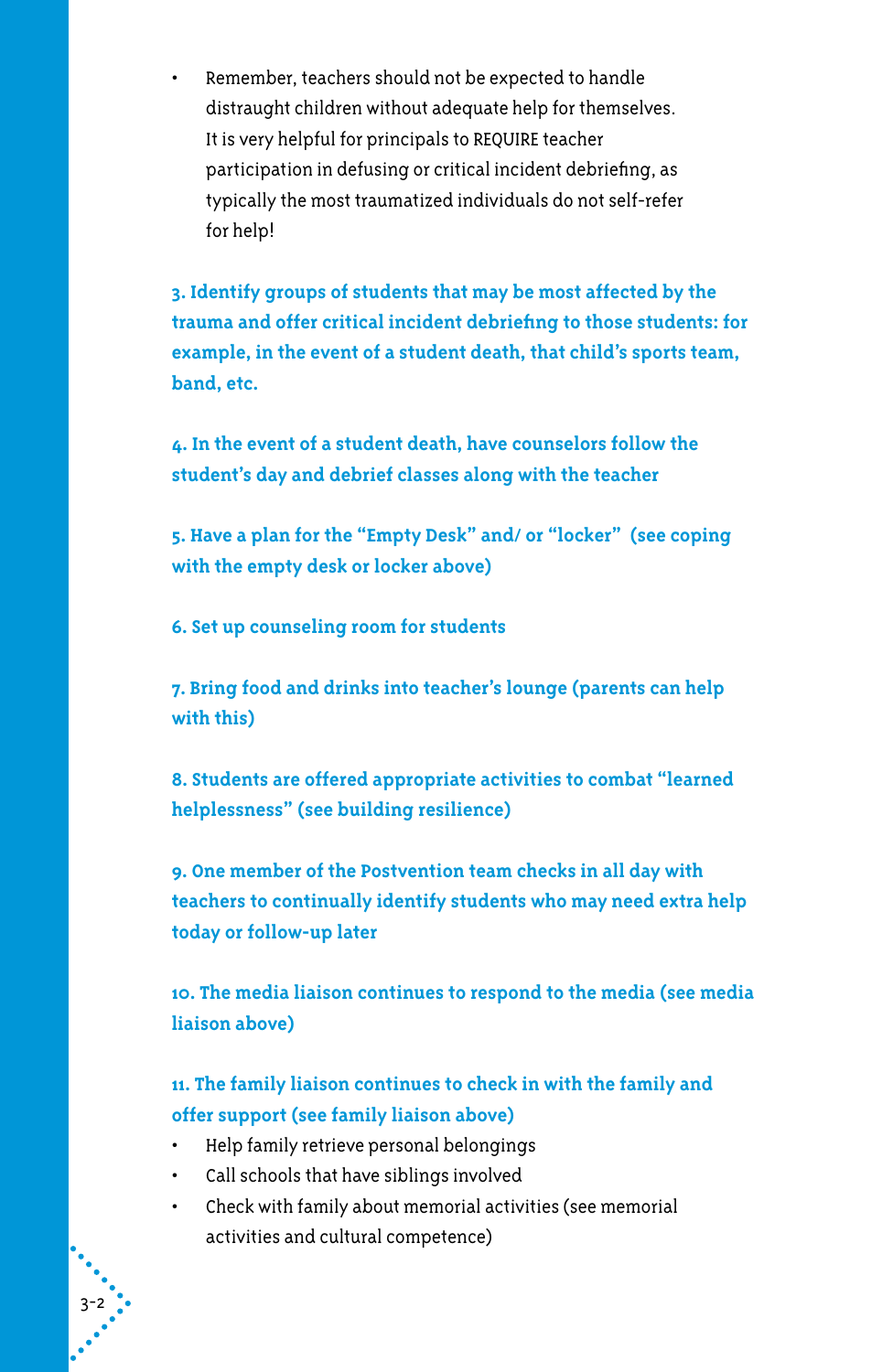- Remember, teachers should not be expected to handle distraught children without adequate help for themselves. It is very helpful for principals to REQUIRE teacher participation in defusing or critical incident debriefing, as typically the most traumatized individuals do not self-refer for help!

**3. Identify groups of students that may be most affected by the trauma and offer critical incident debriefing to those students: for example, in the event of a student death, that child's sports team, band, etc.**

**4. In the event of a student death, have counselors follow the student's day and debrief classes along with the teacher**

**5. Have a plan for the "Empty Desk" and/ or "locker" (see coping with the empty desk or locker above)**

**6. Set up counseling room for students**

**7. Bring food and drinks into teacher's lounge (parents can help with this)**

**8. Students are offered appropriate activities to combat "learned helplessness" (see building resilience)**

**9. One member of the Postvention team checks in all day with teachers to continually identify students who may need extra help today or follow-up later**

**10. The media liaison continues to respond to the media (see media liaison above)**

**11. The family liaison continues to check in with the family and offer support (see family liaison above)**

- Help family retrieve personal belongings
- Call schools that have siblings involved
- Check with family about memorial activities (see memorial activities and cultural competence)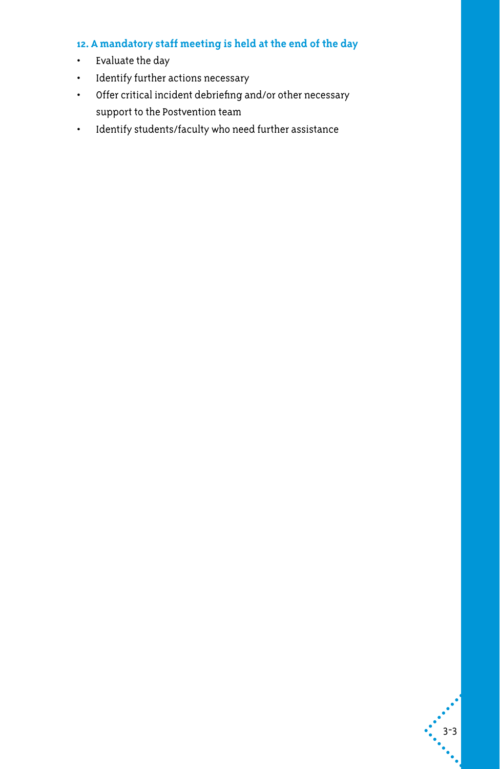**12. A mandatory staff meeting is held at the end of the day**

- Evaluate the day
- Identify further actions necessary
- Offer critical incident debriefing and/or other necessary support to the Postvention team
- Identify students/faculty who need further assistance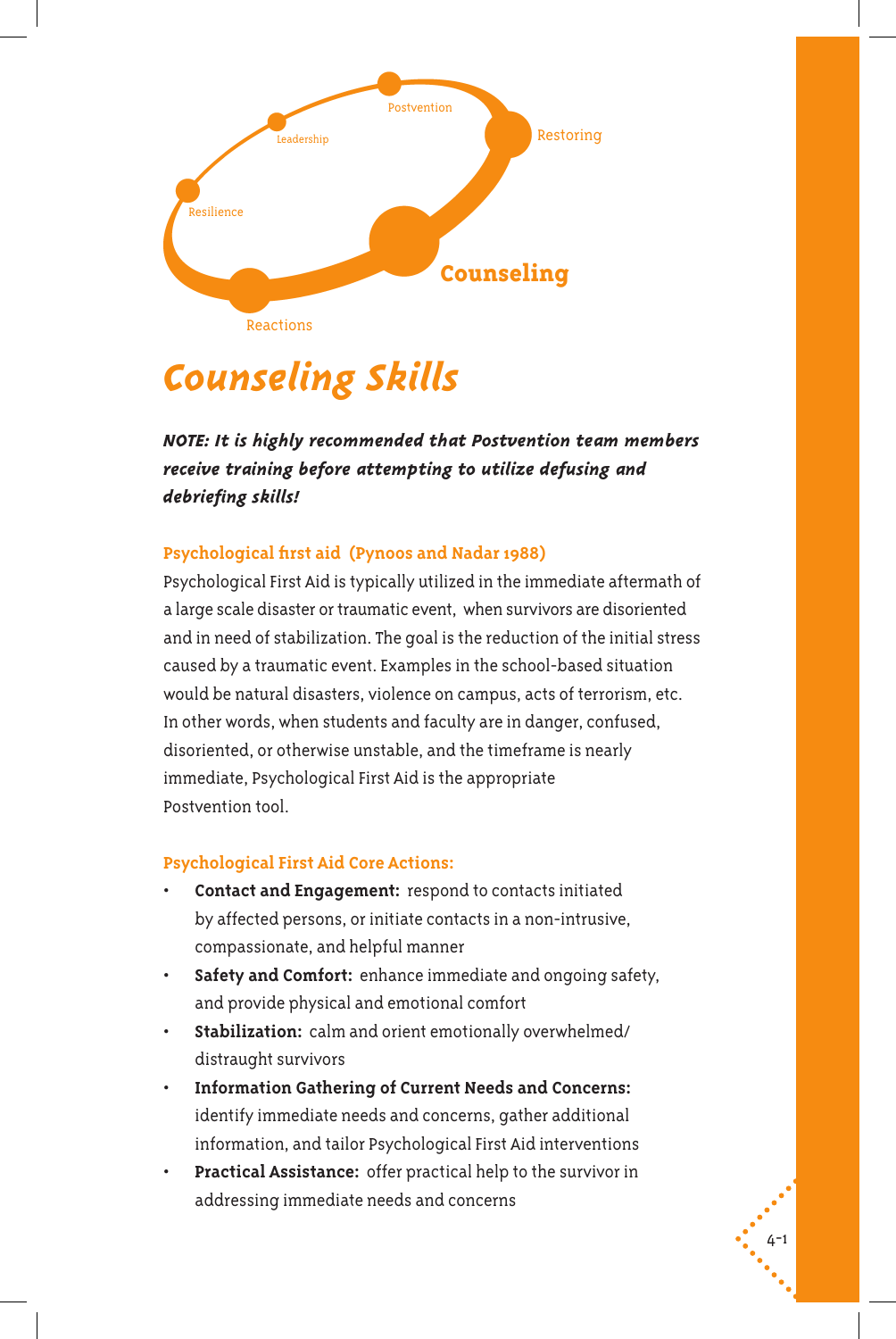# Counseling Skills

***NOTE: It is highly recommended that Postvention team members receive training before attempting to utilize defusing and debriefing skills!***

### Psychological first aid (Pynoos and Nadar 1988)

Psychological First Aid is typically utilized in the immediate aftermath of a large scale disaster or traumatic event, when survivors are disoriented and in need of stabilization. The goal is the reduction of the initial stress caused by a traumatic event. Examples in the school-based situation would be natural disasters, violence on campus, acts of terrorism, etc. In other words, when students and faculty are in danger, confused, disoriented, or otherwise unstable, and the timeframe is nearly immediate, Psychological First Aid is the appropriate Postvention tool.

### Psychological First Aid Core Actions:

- **Contact and Engagement:** respond to contacts initiated by affected persons, or initiate contacts in a non-intrusive, compassionate, and helpful manner
- **Safety and Comfort:** enhance immediate and ongoing safety, and provide physical and emotional comfort
- **Stabilization:** calm and orient emotionally overwhelmed/ distraught survivors
- **Information Gathering of Current Needs and Concerns:** identify immediate needs and concerns, gather additional information, and tailor Psychological First Aid interventions
- **Practical Assistance:** offer practical help to the survivor in addressing immediate needs and concerns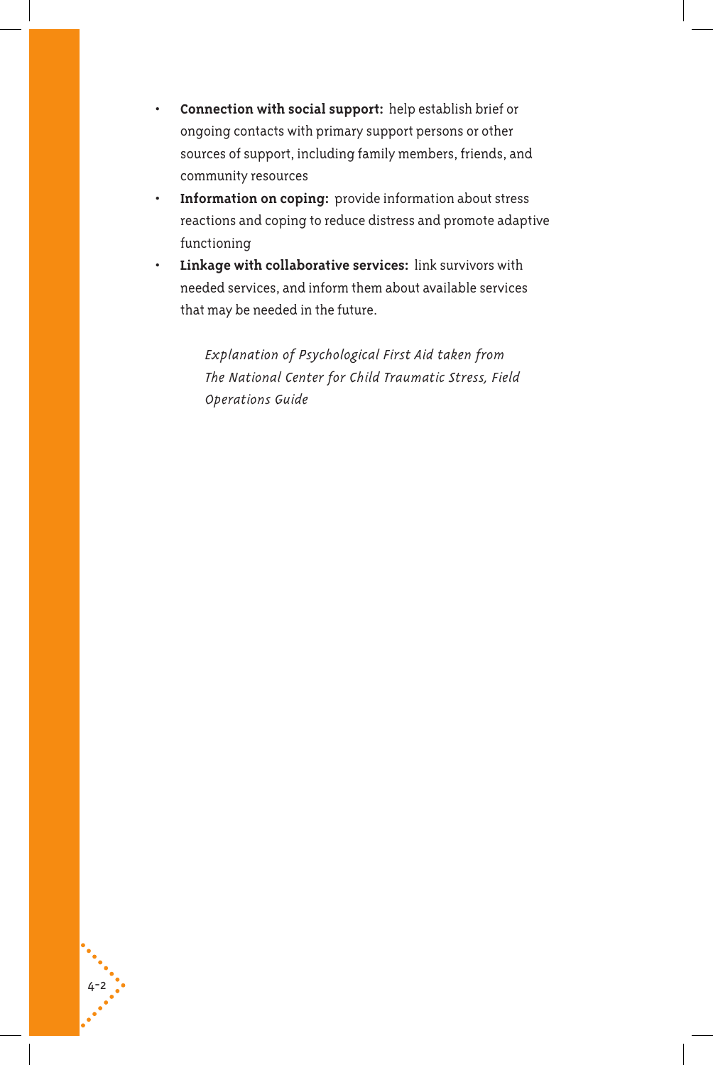- **Connection with social support:** help establish brief or ongoing contacts with primary support persons or other sources of support, including family members, friends, and community resources
- **Information on coping:** provide information about stress reactions and coping to reduce distress and promote adaptive functioning
- **Linkage with collaborative services:** link survivors with needed services, and inform them about available services that may be needed in the future.

*Explanation of Psychological First Aid taken from The National Center for Child Traumatic Stress, Field Operations Guide*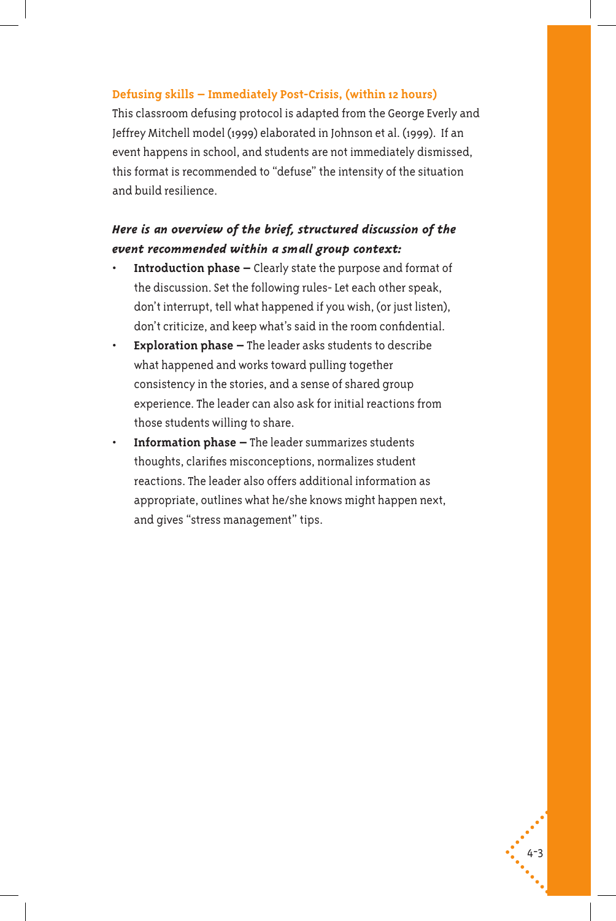### Defusing skills – Immediately Post-Crisis, (within 12 hours)

This classroom defusing protocol is adapted from the George Everly and Jeffrey Mitchell model (1999) elaborated in Johnson et al. (1999). If an event happens in school, and students are not immediately dismissed, this format is recommended to "defuse" the intensity of the situation and build resilience.

***Here is an overview of the brief, structured discussion of the event recommended within a small group context:***

- **Introduction phase –** Clearly state the purpose and format of the discussion. Set the following rules- Let each other speak, don't interrupt, tell what happened if you wish, (or just listen), don't criticize, and keep what's said in the room confidential.
- **Exploration phase –** The leader asks students to describe what happened and works toward pulling together consistency in the stories, and a sense of shared group experience. The leader can also ask for initial reactions from those students willing to share.
- **Information phase –** The leader summarizes students thoughts, clarifies misconceptions, normalizes student reactions. The leader also offers additional information as appropriate, outlines what he/she knows might happen next, and gives "stress management" tips.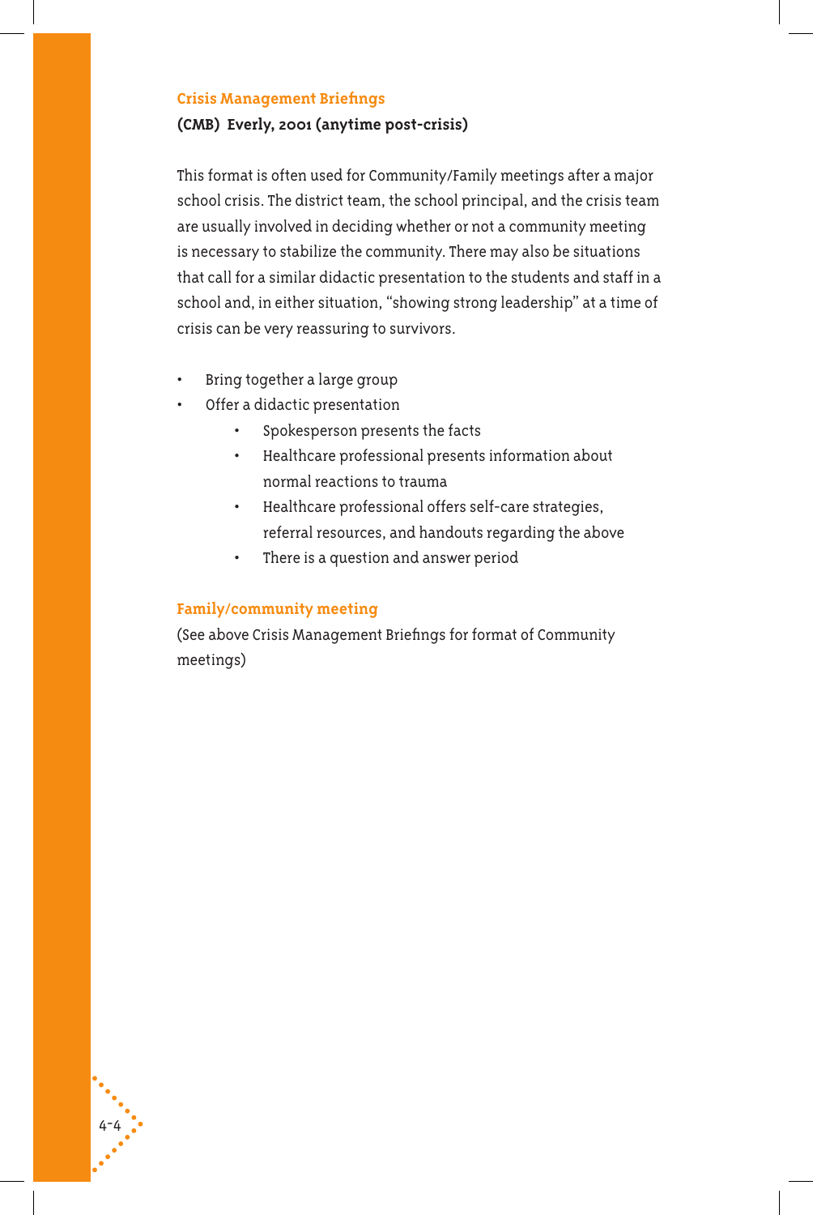### Crisis Management Briefings

**(CMB) Everly, 2001 (anytime post-crisis)**

This format is often used for Community/Family meetings after a major school crisis. The district team, the school principal, and the crisis team are usually involved in deciding whether or not a community meeting is necessary to stabilize the community. There may also be situations that call for a similar didactic presentation to the students and staff in a school and, in either situation, "showing strong leadership" at a time of crisis can be very reassuring to survivors.

- Bring together a large group
- Offer a didactic presentation
    - Spokesperson presents the facts
    - Healthcare professional presents information about normal reactions to trauma
    - Healthcare professional offers self-care strategies, referral resources, and handouts regarding the above
    - There is a question and answer period

### Family/community meeting

(See above Crisis Management Briefings for format of Community meetings)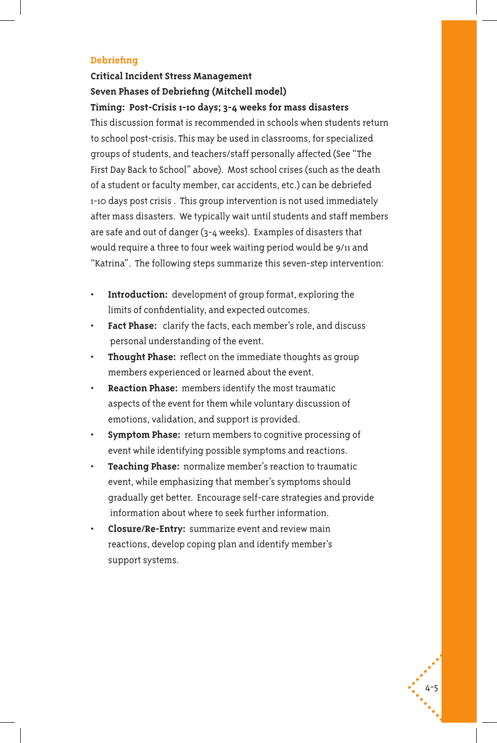## Debriefing

**Critical Incident Stress Management**

**Seven Phases of Debriefing (Mitchell model)**

**Timing: Post-Crisis 1-10 days; 3-4 weeks for mass disasters**

This discussion format is recommended in schools when students return to school post-crisis. This may be used in classrooms, for specialized groups of students, and teachers/staff personally affected (See "The First Day Back to School" above). Most school crises (such as the death of a student or faculty member, car accidents, etc.) can be debriefed 1-10 days post crisis . This group intervention is not used immediately after mass disasters. We typically wait until students and staff members are safe and out of danger (3-4 weeks). Examples of disasters that would require a three to four week waiting period would be 9/11 and "Katrina". The following steps summarize this seven-step intervention:

- **Introduction:** development of group format, exploring the limits of confidentiality, and expected outcomes.
- **Fact Phase:** clarify the facts, each member's role, and discuss personal understanding of the event.
- **Thought Phase:** reflect on the immediate thoughts as group members experienced or learned about the event.
- **Reaction Phase:** members identify the most traumatic aspects of the event for them while voluntary discussion of emotions, validation, and support is provided.
- **Symptom Phase:** return members to cognitive processing of event while identifying possible symptoms and reactions.
- **Teaching Phase:** normalize member's reaction to traumatic event, while emphasizing that member's symptoms should gradually get better. Encourage self-care strategies and provide information about where to seek further information.
- **Closure/Re-Entry:** summarize event and review main reactions, develop coping plan and identify member's support systems.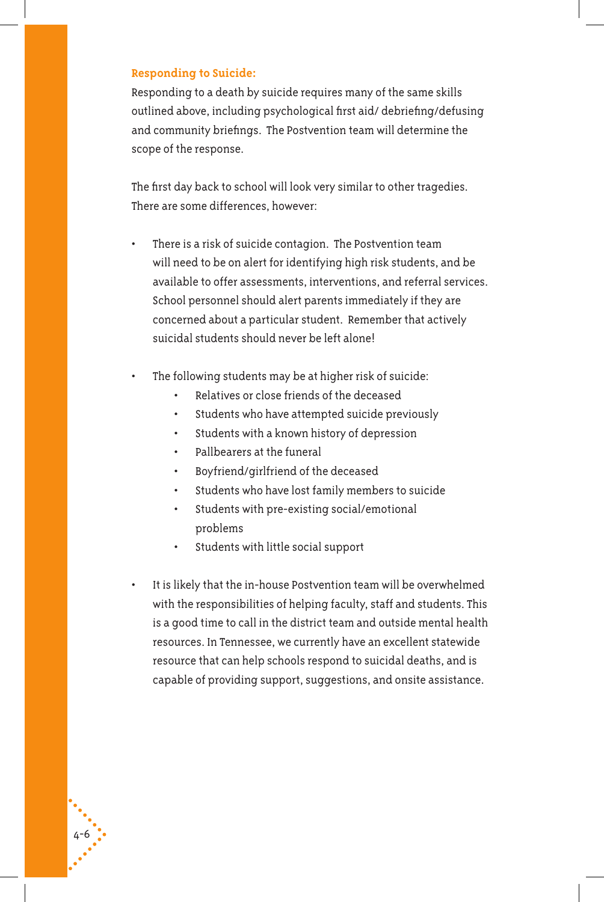### Responding to Suicide:

Responding to a death by suicide requires many of the same skills outlined above, including psychological first aid/ debriefing/defusing and community briefings. The Postvention team will determine the scope of the response.

The first day back to school will look very similar to other tragedies. There are some differences, however:

- There is a risk of suicide contagion. The Postvention team will need to be on alert for identifying high risk students, and be available to offer assessments, interventions, and referral services. School personnel should alert parents immediately if they are concerned about a particular student. Remember that actively suicidal students should never be left alone!

- The following students may be at higher risk of suicide:
    - Relatives or close friends of the deceased
    - Students who have attempted suicide previously
    - Students with a known history of depression
    - Pallbearers at the funeral
    - Boyfriend/girlfriend of the deceased
    - Students who have lost family members to suicide
    - Students with pre-existing social/emotional problems
    - Students with little social support

- It is likely that the in-house Postvention team will be overwhelmed with the responsibilities of helping faculty, staff and students. This is a good time to call in the district team and outside mental health resources. In Tennessee, we currently have an excellent statewide resource that can help schools respond to suicidal deaths, and is capable of providing support, suggestions, and onsite assistance.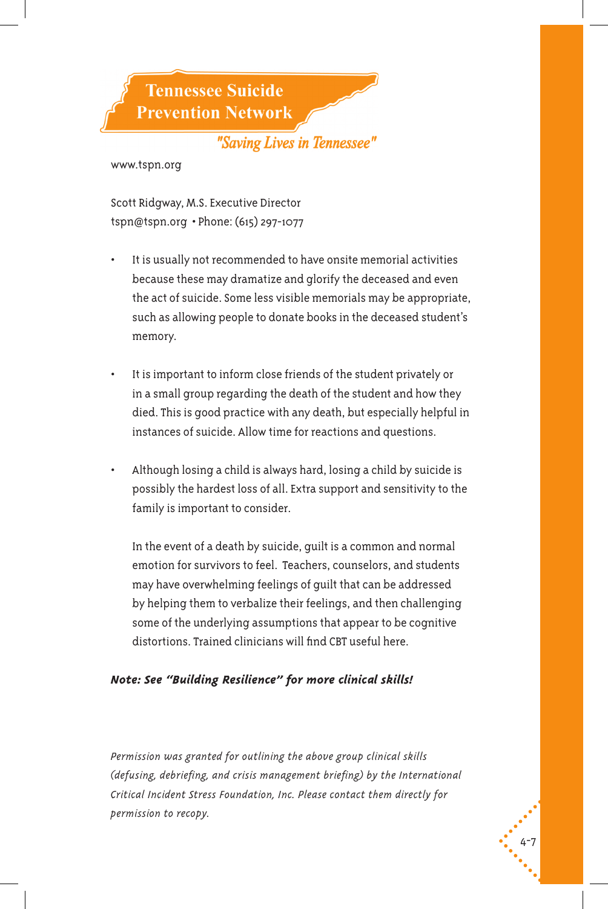**Tennessee Suicide Prevention Network**

*"Saving Lives in Tennessee"*

www.tspn.org

Scott Ridgway, M.S. Executive Director
tspn@tspn.org • Phone: (615) 297-1077

- It is usually not recommended to have onsite memorial activities because these may dramatize and glorify the deceased and even the act of suicide. Some less visible memorials may be appropriate, such as allowing people to donate books in the deceased student's memory.

- It is important to inform close friends of the student privately or in a small group regarding the death of the student and how they died. This is good practice with any death, but especially helpful in instances of suicide. Allow time for reactions and questions.

- Although losing a child is always hard, losing a child by suicide is possibly the hardest loss of all. Extra support and sensitivity to the family is important to consider.

  In the event of a death by suicide, guilt is a common and normal emotion for survivors to feel. Teachers, counselors, and students may have overwhelming feelings of guilt that can be addressed by helping them to verbalize their feelings, and then challenging some of the underlying assumptions that appear to be cognitive distortions. Trained clinicians will find CBT useful here.

***Note: See "Building Resilience" for more clinical skills!***

*Permission was granted for outlining the above group clinical skills (defusing, debriefing, and crisis management briefing) by the International Critical Incident Stress Foundation, Inc. Please contact them directly for permission to recopy.*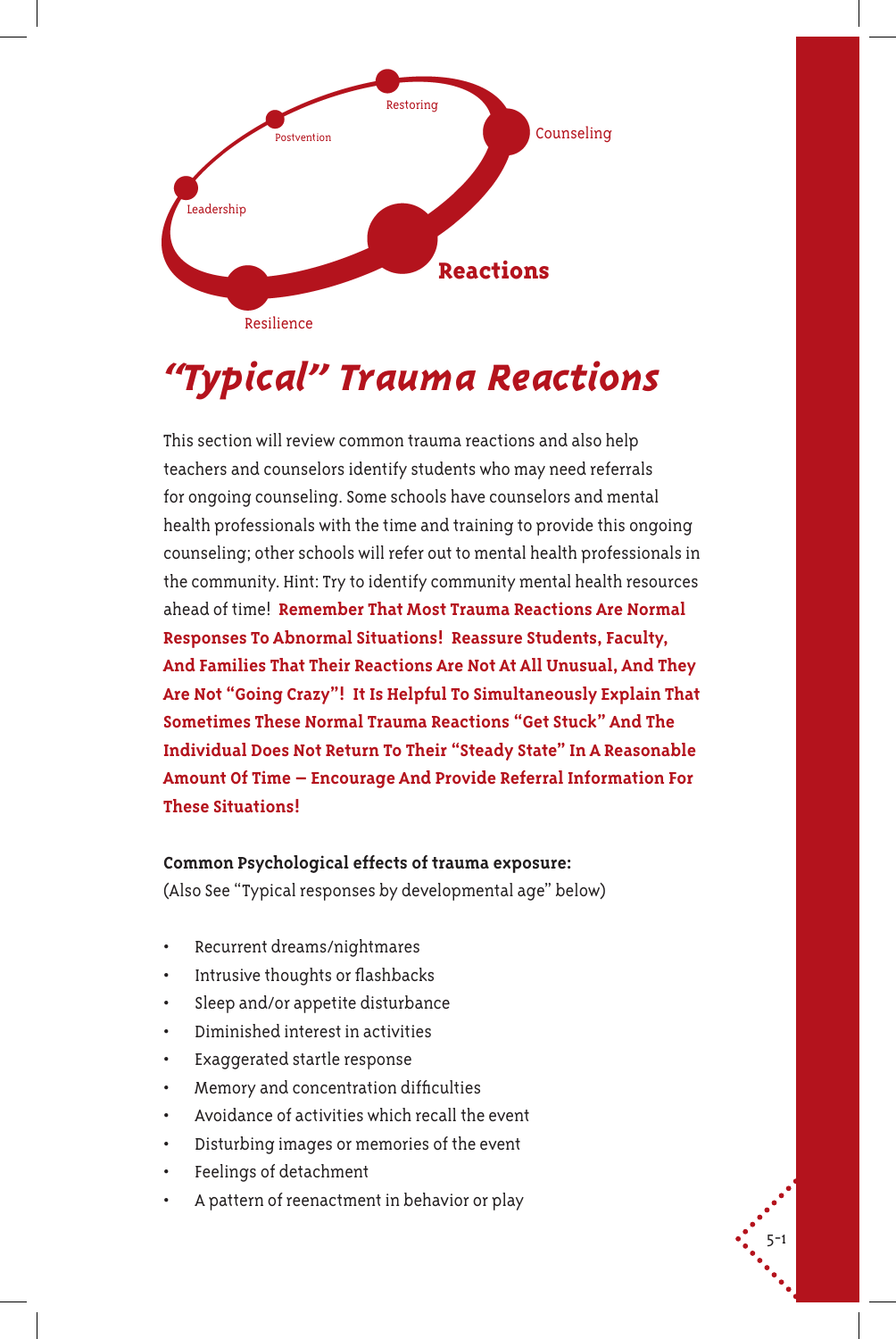Restoring

Postvention

Counseling

Leadership

**Reactions**

Resilience

# *"Typical" Trauma Reactions*

This section will review common trauma reactions and also help teachers and counselors identify students who may need referrals for ongoing counseling. Some schools have counselors and mental health professionals with the time and training to provide this ongoing counseling; other schools will refer out to mental health professionals in the community. Hint: Try to identify community mental health resources ahead of time! **Remember That Most Trauma Reactions Are Normal Responses To Abnormal Situations! Reassure Students, Faculty, And Families That Their Reactions Are Not At All Unusual, And They Are Not "Going Crazy"! It Is Helpful To Simultaneously Explain That Sometimes These Normal Trauma Reactions "Get Stuck" And The Individual Does Not Return To Their "Steady State" In A Reasonable Amount Of Time – Encourage And Provide Referral Information For These Situations!**

**Common Psychological effects of trauma exposure:**
(Also See "Typical responses by developmental age" below)

- Recurrent dreams/nightmares
- Intrusive thoughts or flashbacks
- Sleep and/or appetite disturbance
- Diminished interest in activities
- Exaggerated startle response
- Memory and concentration difficulties
- Avoidance of activities which recall the event
- Disturbing images or memories of the event
- Feelings of detachment
- A pattern of reenactment in behavior or play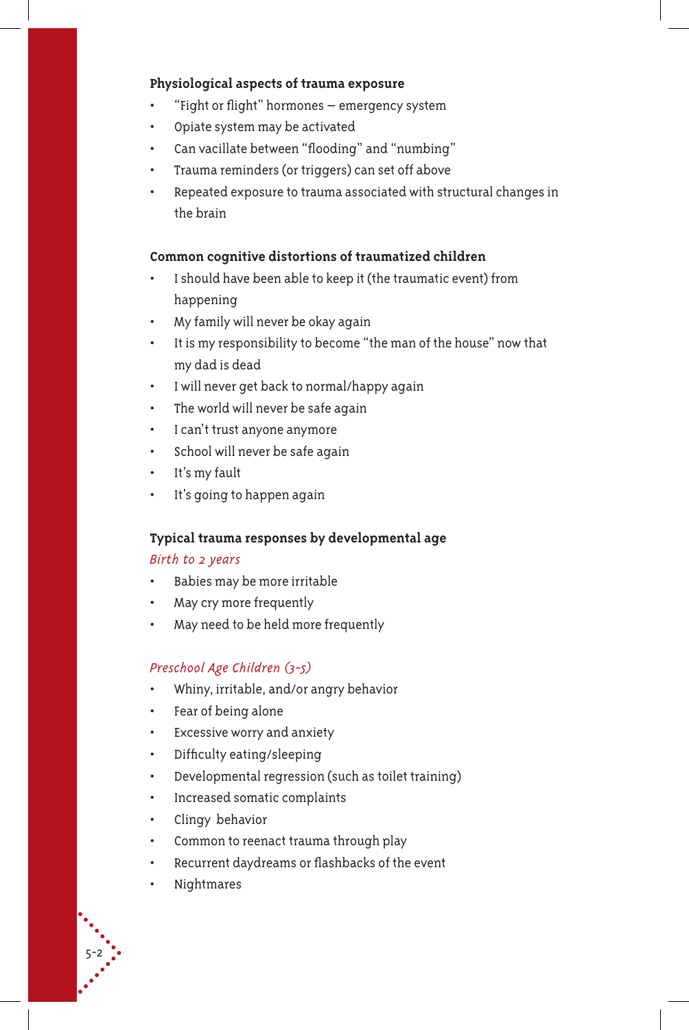### Physiological aspects of trauma exposure

- "Fight or flight" hormones – emergency system
- Opiate system may be activated
- Can vacillate between "flooding" and "numbing"
- Trauma reminders (or triggers) can set off above
- Repeated exposure to trauma associated with structural changes in the brain

### Common cognitive distortions of traumatized children

- I should have been able to keep it (the traumatic event) from happening
- My family will never be okay again
- It is my responsibility to become "the man of the house" now that my dad is dead
- I will never get back to normal/happy again
- The world will never be safe again
- I can't trust anyone anymore
- School will never be safe again
- It's my fault
- It's going to happen again

### Typical trauma responses by developmental age

*Birth to 2 years*

- Babies may be more irritable
- May cry more frequently
- May need to be held more frequently

*Preschool Age Children (3-5)*

- Whiny, irritable, and/or angry behavior
- Fear of being alone
- Excessive worry and anxiety
- Difficulty eating/sleeping
- Developmental regression (such as toilet training)
- Increased somatic complaints
- Clingy behavior
- Common to reenact trauma through play
- Recurrent daydreams or flashbacks of the event
- Nightmares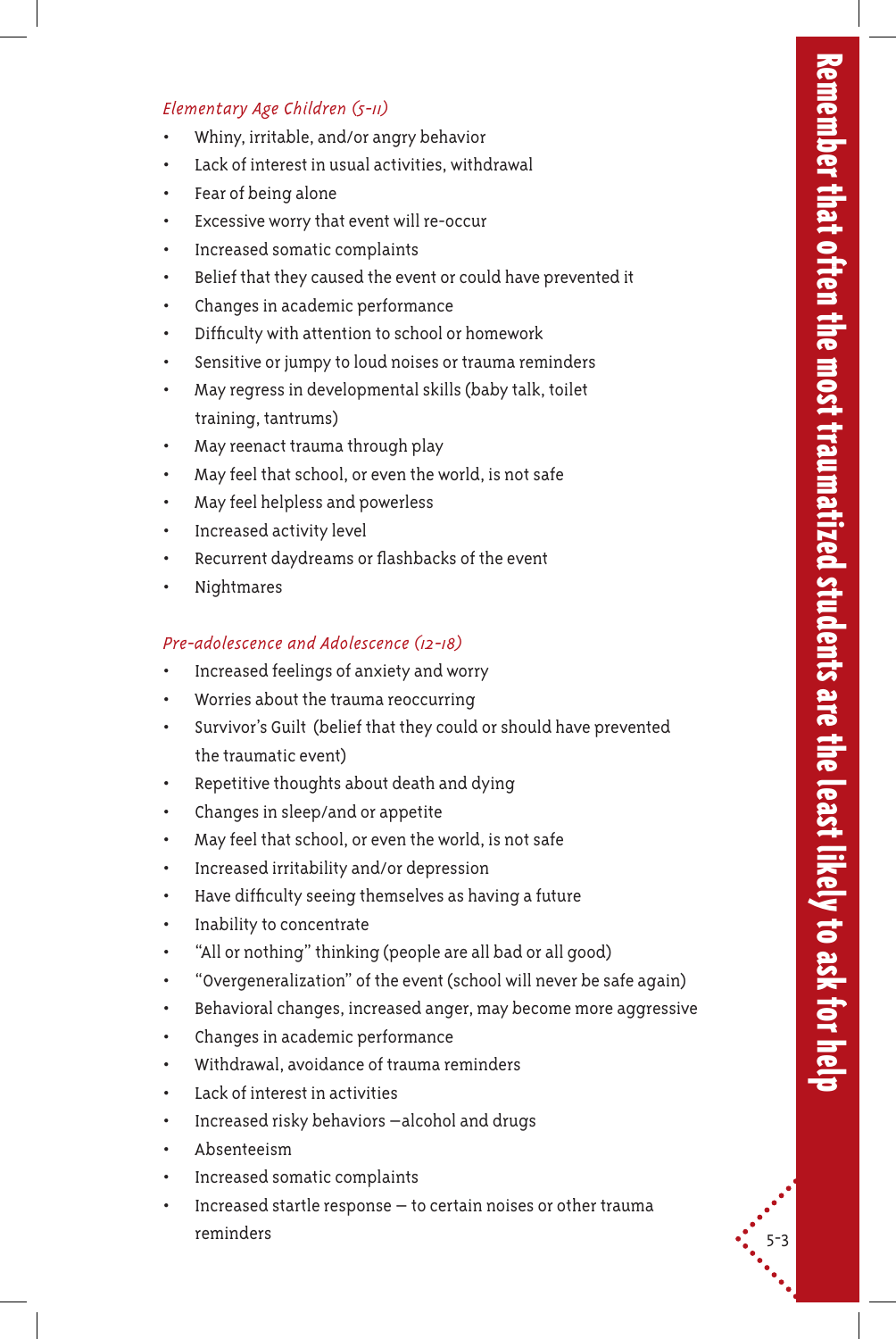*Elementary Age Children (5-11)*

- Whiny, irritable, and/or angry behavior
- Lack of interest in usual activities, withdrawal
- Fear of being alone
- Excessive worry that event will re-occur
- Increased somatic complaints
- Belief that they caused the event or could have prevented it
- Changes in academic performance
- Difficulty with attention to school or homework
- Sensitive or jumpy to loud noises or trauma reminders
- May regress in developmental skills (baby talk, toilet training, tantrums)
- May reenact trauma through play
- May feel that school, or even the world, is not safe
- May feel helpless and powerless
- Increased activity level
- Recurrent daydreams or flashbacks of the event
- Nightmares

*Pre-adolescence and Adolescence (12-18)*

- Increased feelings of anxiety and worry
- Worries about the trauma reoccurring
- Survivor's Guilt (belief that they could or should have prevented the traumatic event)
- Repetitive thoughts about death and dying
- Changes in sleep/and or appetite
- May feel that school, or even the world, is not safe
- Increased irritability and/or depression
- Have difficulty seeing themselves as having a future
- Inability to concentrate
- "All or nothing" thinking (people are all bad or all good)
- "Overgeneralization" of the event (school will never be safe again)
- Behavioral changes, increased anger, may become more aggressive
- Changes in academic performance
- Withdrawal, avoidance of trauma reminders
- Lack of interest in activities
- Increased risky behaviors —alcohol and drugs
- Absenteeism
- Increased somatic complaints
- Increased startle response — to certain noises or other trauma reminders

**Remember that often the most traumatized students are the least likely to ask for help**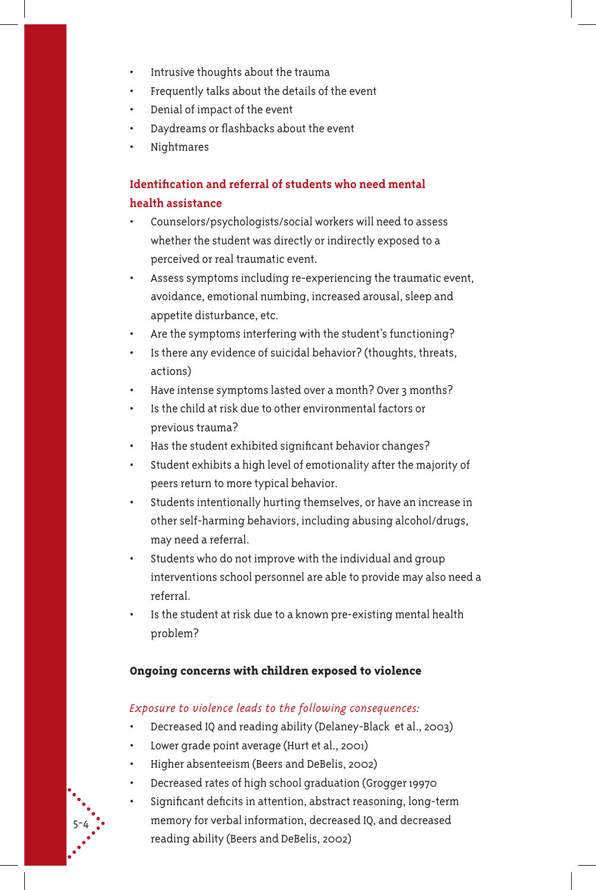- Intrusive thoughts about the trauma
- Frequently talks about the details of the event
- Denial of impact of the event
- Daydreams or flashbacks about the event
- Nightmares

## Identification and referral of students who need mental health assistance

- Counselors/psychologists/social workers will need to assess whether the student was directly or indirectly exposed to a perceived or real traumatic event.
- Assess symptoms including re-experiencing the traumatic event, avoidance, emotional numbing, increased arousal, sleep and appetite disturbance, etc.
- Are the symptoms interfering with the student's functioning?
- Is there any evidence of suicidal behavior? (thoughts, threats, actions)
- Have intense symptoms lasted over a month? Over 3 months?
- Is the child at risk due to other environmental factors or previous trauma?
- Has the student exhibited significant behavior changes?
- Student exhibits a high level of emotionality after the majority of peers return to more typical behavior.
- Students intentionally hurting themselves, or have an increase in other self-harming behaviors, including abusing alcohol/drugs, may need a referral.
- Students who do not improve with the individual and group interventions school personnel are able to provide may also need a referral.
- Is the student at risk due to a known pre-existing mental health problem?

## Ongoing concerns with children exposed to violence

*Exposure to violence leads to the following consequences:*

- Decreased IQ and reading ability (Delaney-Black et al., 2003)
- Lower grade point average (Hurt et al., 2001)
- Higher absenteeism (Beers and DeBelis, 2002)
- Decreased rates of high school graduation (Grogger 19970
- Significant deficits in attention, abstract reasoning, long-term memory for verbal information, decreased IQ, and decreased reading ability (Beers and DeBelis, 2002)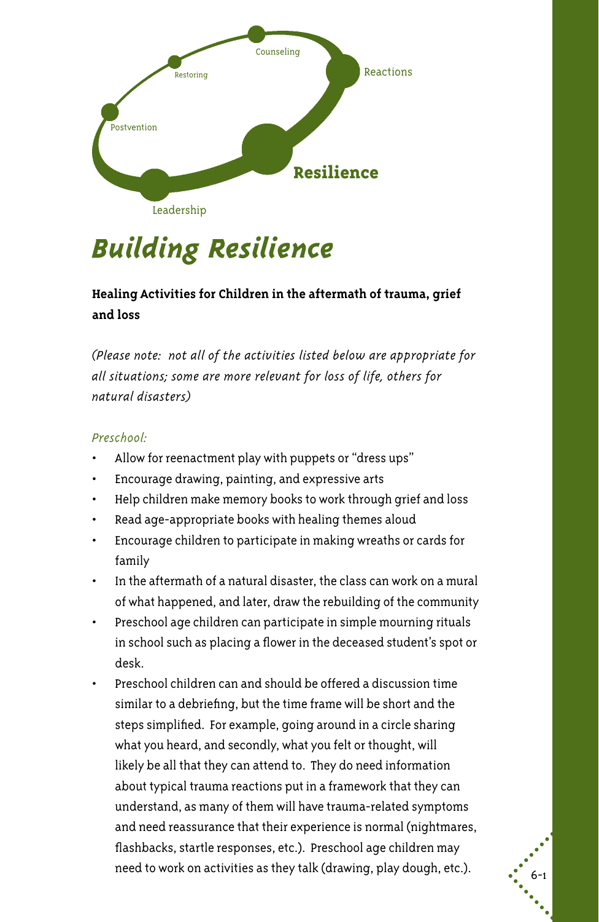Counseling

Restoring

Reactions

Postvention

**Resilience**

Leadership

# *Building Resilience*

**Healing Activities for Children in the aftermath of trauma, grief and loss**

*(Please note: not all of the activities listed below are appropriate for all situations; some are more relevant for loss of life, others for natural disasters)*

*Preschool:*

- Allow for reenactment play with puppets or "dress ups"
- Encourage drawing, painting, and expressive arts
- Help children make memory books to work through grief and loss
- Read age-appropriate books with healing themes aloud
- Encourage children to participate in making wreaths or cards for family
- In the aftermath of a natural disaster, the class can work on a mural of what happened, and later, draw the rebuilding of the community
- Preschool age children can participate in simple mourning rituals in school such as placing a flower in the deceased student's spot or desk.
- Preschool children can and should be offered a discussion time similar to a debriefing, but the time frame will be short and the steps simplified. For example, going around in a circle sharing what you heard, and secondly, what you felt or thought, will likely be all that they can attend to. They do need information about typical trauma reactions put in a framework that they can understand, as many of them will have trauma-related symptoms and need reassurance that their experience is normal (nightmares, flashbacks, startle responses, etc.). Preschool age children may need to work on activities as they talk (drawing, play dough, etc.).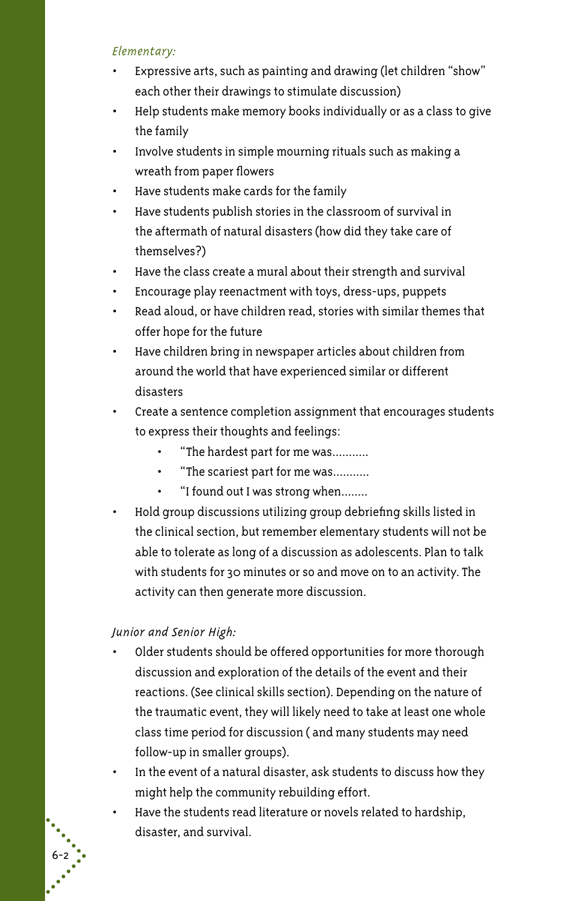*Elementary:*

- Expressive arts, such as painting and drawing (let children "show" each other their drawings to stimulate discussion)
- Help students make memory books individually or as a class to give the family
- Involve students in simple mourning rituals such as making a wreath from paper flowers
- Have students make cards for the family
- Have students publish stories in the classroom of survival in the aftermath of natural disasters (how did they take care of themselves?)
- Have the class create a mural about their strength and survival
- Encourage play reenactment with toys, dress-ups, puppets
- Read aloud, or have children read, stories with similar themes that offer hope for the future
- Have children bring in newspaper articles about children from around the world that have experienced similar or different disasters
- Create a sentence completion assignment that encourages students to express their thoughts and feelings:
    - "The hardest part for me was...........
    - "The scariest part for me was...........
    - "I found out I was strong when........
- Hold group discussions utilizing group debriefing skills listed in the clinical section, but remember elementary students will not be able to tolerate as long of a discussion as adolescents. Plan to talk with students for 30 minutes or so and move on to an activity. The activity can then generate more discussion.

*Junior and Senior High:*

- Older students should be offered opportunities for more thorough discussion and exploration of the details of the event and their reactions. (See clinical skills section). Depending on the nature of the traumatic event, they will likely need to take at least one whole class time period for discussion ( and many students may need follow-up in smaller groups).
- In the event of a natural disaster, ask students to discuss how they might help the community rebuilding effort.
- Have the students read literature or novels related to hardship, disaster, and survival.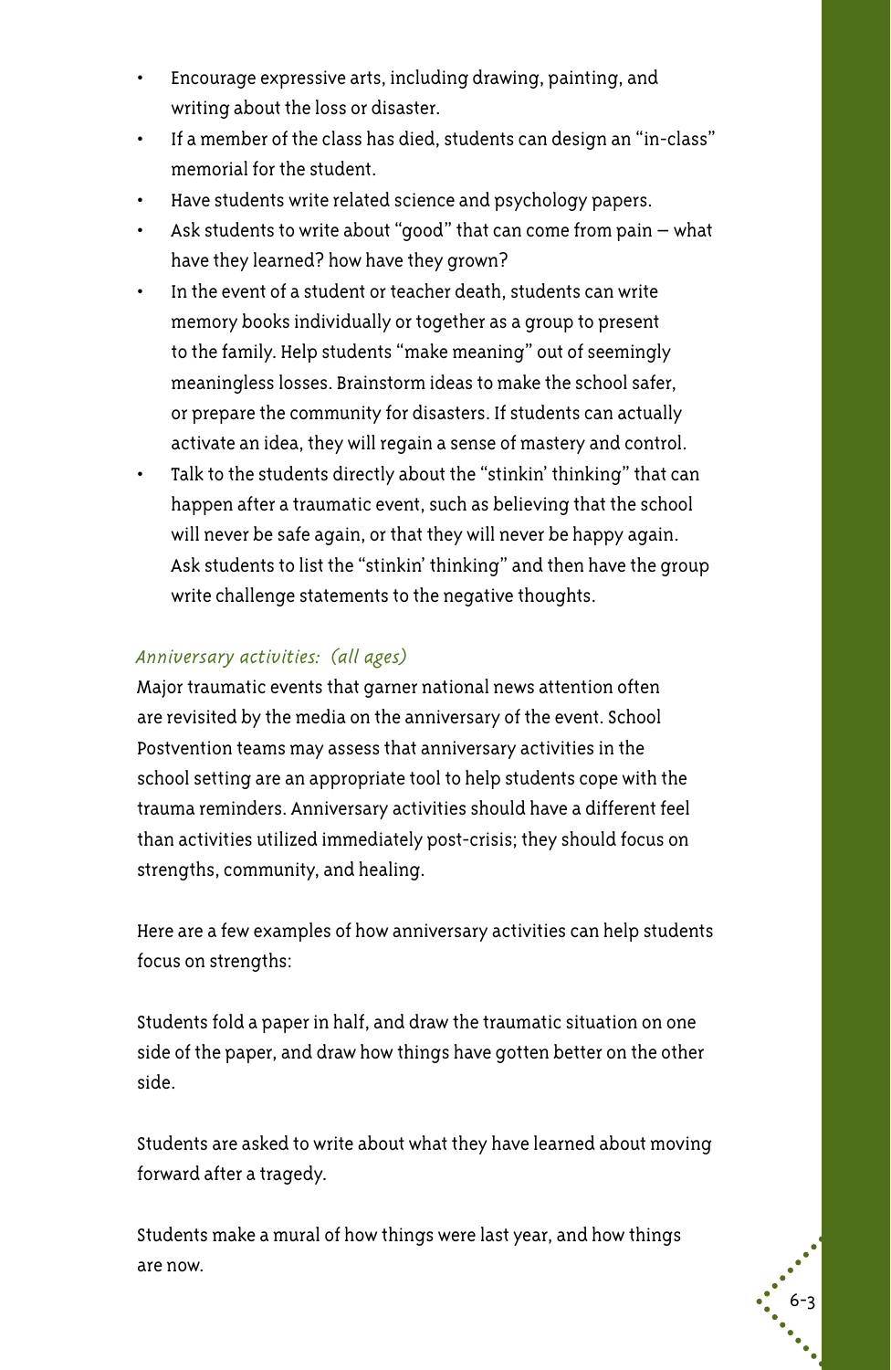- Encourage expressive arts, including drawing, painting, and writing about the loss or disaster.
- If a member of the class has died, students can design an "in-class" memorial for the student.
- Have students write related science and psychology papers.
- Ask students to write about "good" that can come from pain – what have they learned? how have they grown?
- In the event of a student or teacher death, students can write memory books individually or together as a group to present to the family. Help students "make meaning" out of seemingly meaningless losses. Brainstorm ideas to make the school safer, or prepare the community for disasters. If students can actually activate an idea, they will regain a sense of mastery and control.
- Talk to the students directly about the "stinkin' thinking" that can happen after a traumatic event, such as believing that the school will never be safe again, or that they will never be happy again. Ask students to list the "stinkin' thinking" and then have the group write challenge statements to the negative thoughts.

*Anniversary activities: (all ages)*

Major traumatic events that garner national news attention often are revisited by the media on the anniversary of the event. School Postvention teams may assess that anniversary activities in the school setting are an appropriate tool to help students cope with the trauma reminders. Anniversary activities should have a different feel than activities utilized immediately post-crisis; they should focus on strengths, community, and healing.

Here are a few examples of how anniversary activities can help students focus on strengths:

Students fold a paper in half, and draw the traumatic situation on one side of the paper, and draw how things have gotten better on the other side.

Students are asked to write about what they have learned about moving forward after a tragedy.

Students make a mural of how things were last year, and how things are now.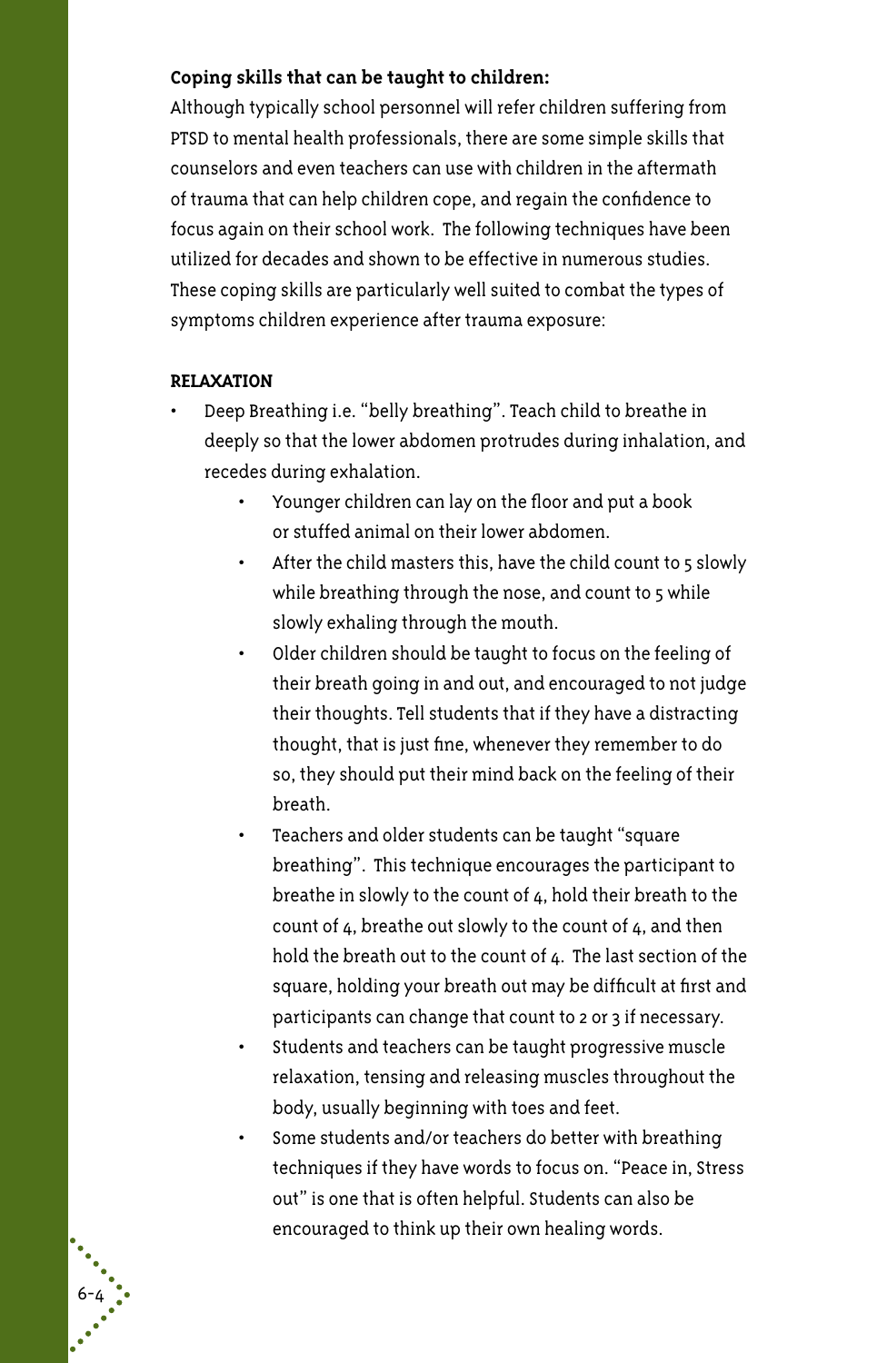**Coping skills that can be taught to children:**

Although typically school personnel will refer children suffering from PTSD to mental health professionals, there are some simple skills that counselors and even teachers can use with children in the aftermath of trauma that can help children cope, and regain the confidence to focus again on their school work. The following techniques have been utilized for decades and shown to be effective in numerous studies. These coping skills are particularly well suited to combat the types of symptoms children experience after trauma exposure:

**RELAXATION**

- Deep Breathing i.e. "belly breathing". Teach child to breathe in deeply so that the lower abdomen protrudes during inhalation, and recedes during exhalation.
    - Younger children can lay on the floor and put a book or stuffed animal on their lower abdomen.
    - After the child masters this, have the child count to 5 slowly while breathing through the nose, and count to 5 while slowly exhaling through the mouth.
    - Older children should be taught to focus on the feeling of their breath going in and out, and encouraged to not judge their thoughts. Tell students that if they have a distracting thought, that is just fine, whenever they remember to do so, they should put their mind back on the feeling of their breath.
    - Teachers and older students can be taught "square breathing". This technique encourages the participant to breathe in slowly to the count of 4, hold their breath to the count of 4, breathe out slowly to the count of 4, and then hold the breath out to the count of 4. The last section of the square, holding your breath out may be difficult at first and participants can change that count to 2 or 3 if necessary.
    - Students and teachers can be taught progressive muscle relaxation, tensing and releasing muscles throughout the body, usually beginning with toes and feet.
    - Some students and/or teachers do better with breathing techniques if they have words to focus on. "Peace in, Stress out" is one that is often helpful. Students can also be encouraged to think up their own healing words.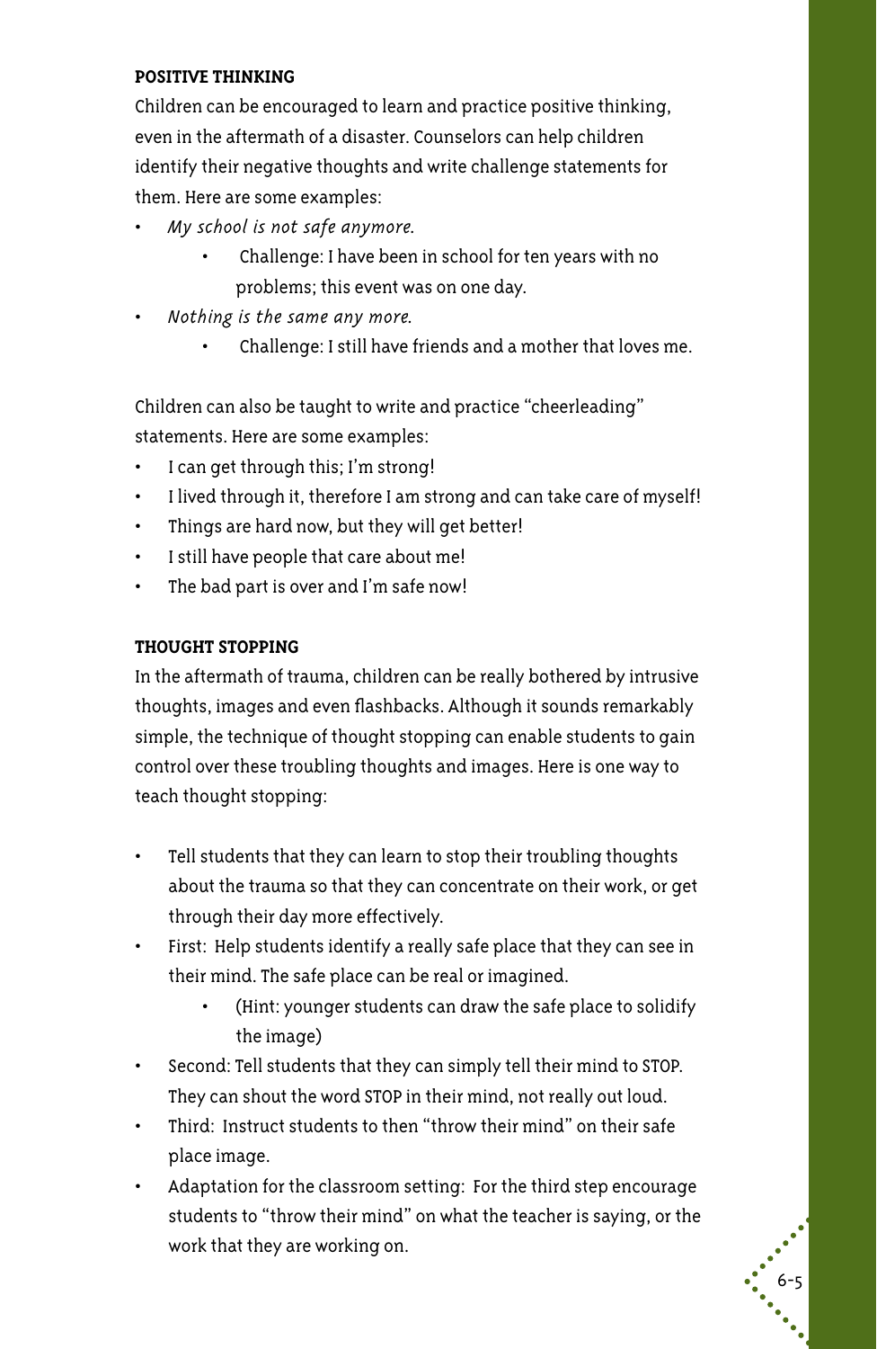## POSITIVE THINKING

Children can be encouraged to learn and practice positive thinking, even in the aftermath of a disaster. Counselors can help children identify their negative thoughts and write challenge statements for them. Here are some examples:

- *My school is not safe anymore.*
    - Challenge: I have been in school for ten years with no problems; this event was on one day.
- *Nothing is the same any more.*
    - Challenge: I still have friends and a mother that loves me.

Children can also be taught to write and practice "cheerleading" statements. Here are some examples:

- I can get through this; I'm strong!
- I lived through it, therefore I am strong and can take care of myself!
- Things are hard now, but they will get better!
- I still have people that care about me!
- The bad part is over and I'm safe now!

## THOUGHT STOPPING

In the aftermath of trauma, children can be really bothered by intrusive thoughts, images and even flashbacks. Although it sounds remarkably simple, the technique of thought stopping can enable students to gain control over these troubling thoughts and images. Here is one way to teach thought stopping:

- Tell students that they can learn to stop their troubling thoughts about the trauma so that they can concentrate on their work, or get through their day more effectively.
- First: Help students identify a really safe place that they can see in their mind. The safe place can be real or imagined.
    - (Hint: younger students can draw the safe place to solidify the image)
- Second: Tell students that they can simply tell their mind to STOP. They can shout the word STOP in their mind, not really out loud.
- Third: Instruct students to then "throw their mind" on their safe place image.
- Adaptation for the classroom setting: For the third step encourage students to "throw their mind" on what the teacher is saying, or the work that they are working on.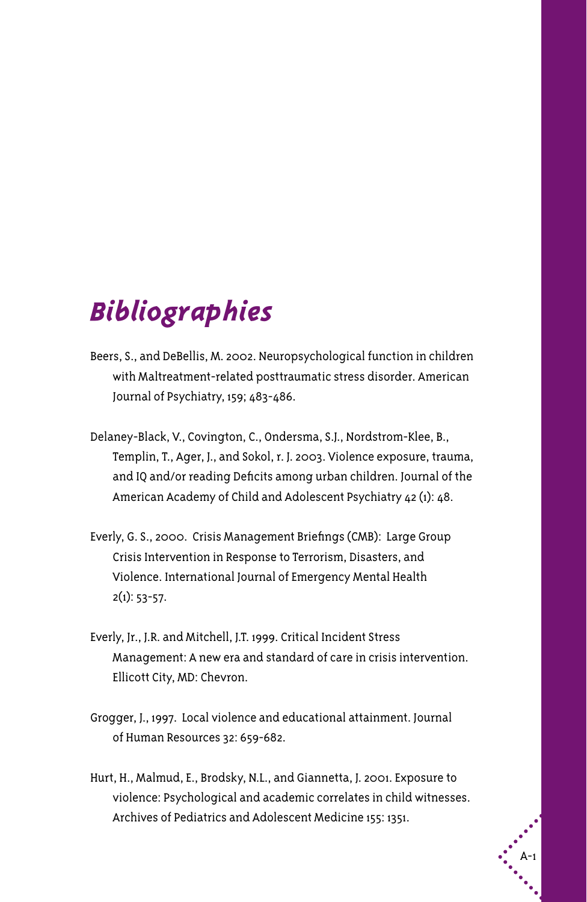# *Bibliographies*

Beers, S., and DeBellis, M. 2002. Neuropsychological function in children with Maltreatment-related posttraumatic stress disorder. American Journal of Psychiatry, 159; 483-486.

Delaney-Black, V., Covington, C., Ondersma, S.J., Nordstrom-Klee, B., Templin, T., Ager, J., and Sokol, r. J. 2003. Violence exposure, trauma, and IQ and/or reading Deficits among urban children. Journal of the American Academy of Child and Adolescent Psychiatry 42 (1): 48.

Everly, G. S., 2000. Crisis Management Briefings (CMB): Large Group Crisis Intervention in Response to Terrorism, Disasters, and Violence. International Journal of Emergency Mental Health 2(1): 53-57.

Everly, Jr., J.R. and Mitchell, J.T. 1999. Critical Incident Stress Management: A new era and standard of care in crisis intervention. Ellicott City, MD: Chevron.

Grogger, J., 1997. Local violence and educational attainment. Journal of Human Resources 32: 659-682.

Hurt, H., Malmud, E., Brodsky, N.L., and Giannetta, J. 2001. Exposure to violence: Psychological and academic correlates in child witnesses. Archives of Pediatrics and Adolescent Medicine 155: 1351.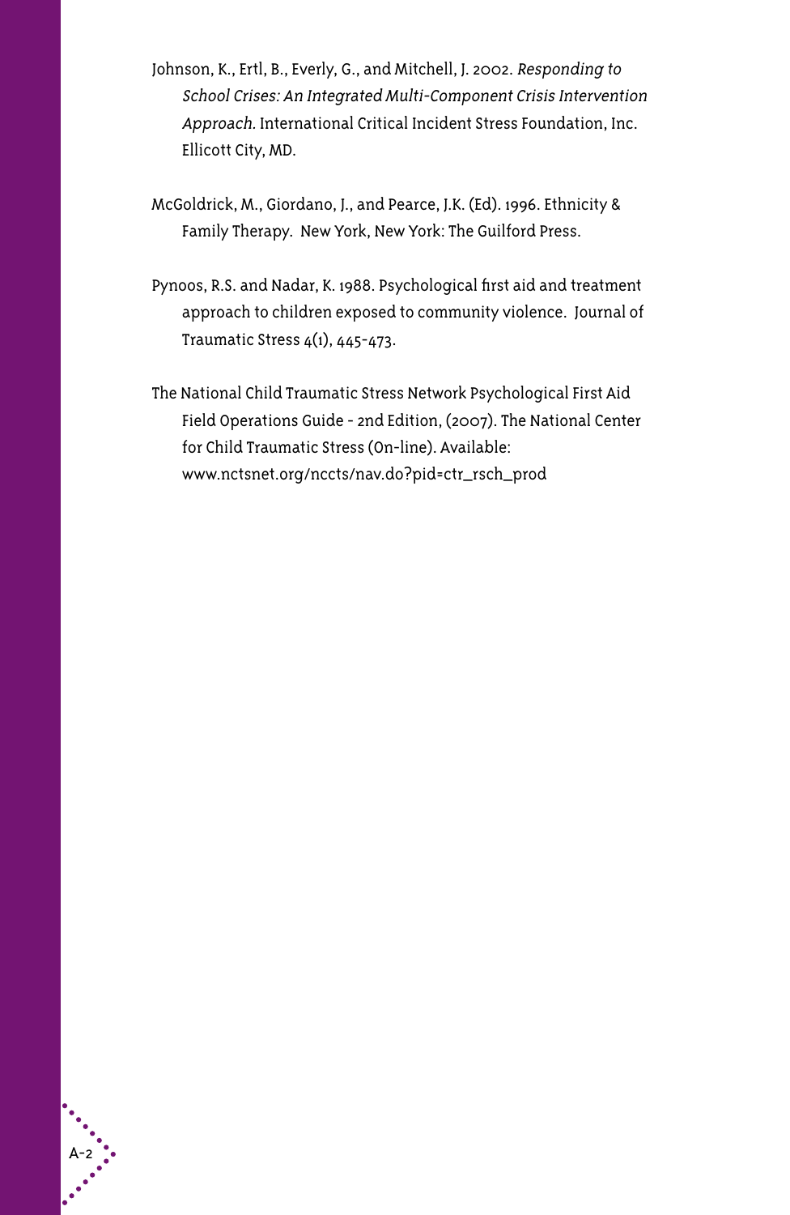Johnson, K., Ertl, B., Everly, G., and Mitchell, J. 2002. *Responding to School Crises: An Integrated Multi-Component Crisis Intervention Approach.* International Critical Incident Stress Foundation, Inc. Ellicott City, MD.

McGoldrick, M., Giordano, J., and Pearce, J.K. (Ed). 1996. Ethnicity & Family Therapy. New York, New York: The Guilford Press.

Pynoos, R.S. and Nadar, K. 1988. Psychological first aid and treatment approach to children exposed to community violence. Journal of Traumatic Stress 4(1), 445-473.

The National Child Traumatic Stress Network Psychological First Aid Field Operations Guide - 2nd Edition, (2007). The National Center for Child Traumatic Stress (On-line). Available: www.nctsnet.org/nccts/nav.do?pid=ctr_rsch_prod